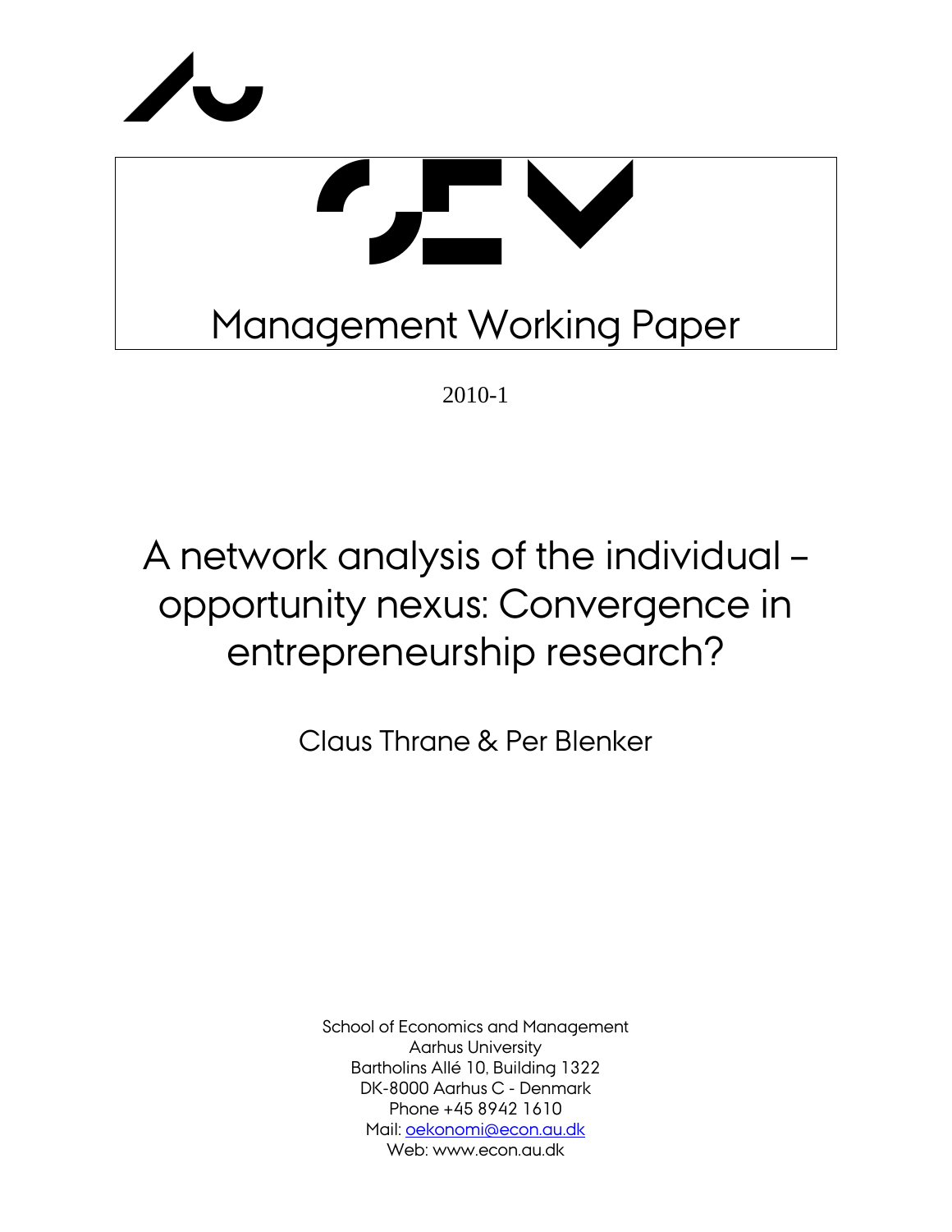# Management Working Paper

2010-1

# A network analysis of the individual – opportunity nexus: Convergence in entrepreneurship research?

Claus Thrane & Per Blenker

School of Economics and Management
Aarhus University
Bartholins Allé 10, Building 1322
DK-8000 Aarhus C - Denmark
Phone +45 8942 1610
Mail: oekonomi@econ.au.dk
Web: www.econ.au.dk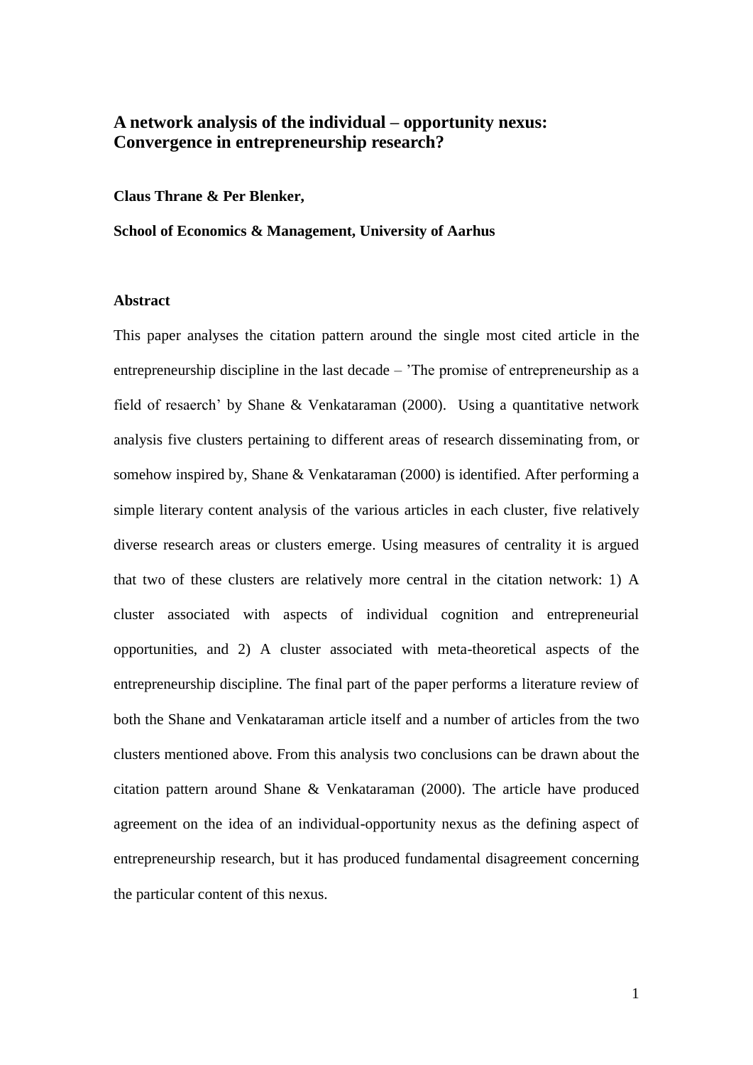# A network analysis of the individual – opportunity nexus: Convergence in entrepreneurship research?

**Claus Thrane & Per Blenker,**

**School of Economics & Management, University of Aarhus**

## Abstract

This paper analyses the citation pattern around the single most cited article in the entrepreneurship discipline in the last decade – 'The promise of entrepreneurship as a field of resaerch' by Shane & Venkataraman (2000). Using a quantitative network analysis five clusters pertaining to different areas of research disseminating from, or somehow inspired by, Shane & Venkataraman (2000) is identified. After performing a simple literary content analysis of the various articles in each cluster, five relatively diverse research areas or clusters emerge. Using measures of centrality it is argued that two of these clusters are relatively more central in the citation network: 1) A cluster associated with aspects of individual cognition and entrepreneurial opportunities, and 2) A cluster associated with meta-theoretical aspects of the entrepreneurship discipline. The final part of the paper performs a literature review of both the Shane and Venkataraman article itself and a number of articles from the two clusters mentioned above. From this analysis two conclusions can be drawn about the citation pattern around Shane & Venkataraman (2000). The article have produced agreement on the idea of an individual-opportunity nexus as the defining aspect of entrepreneurship research, but it has produced fundamental disagreement concerning the particular content of this nexus.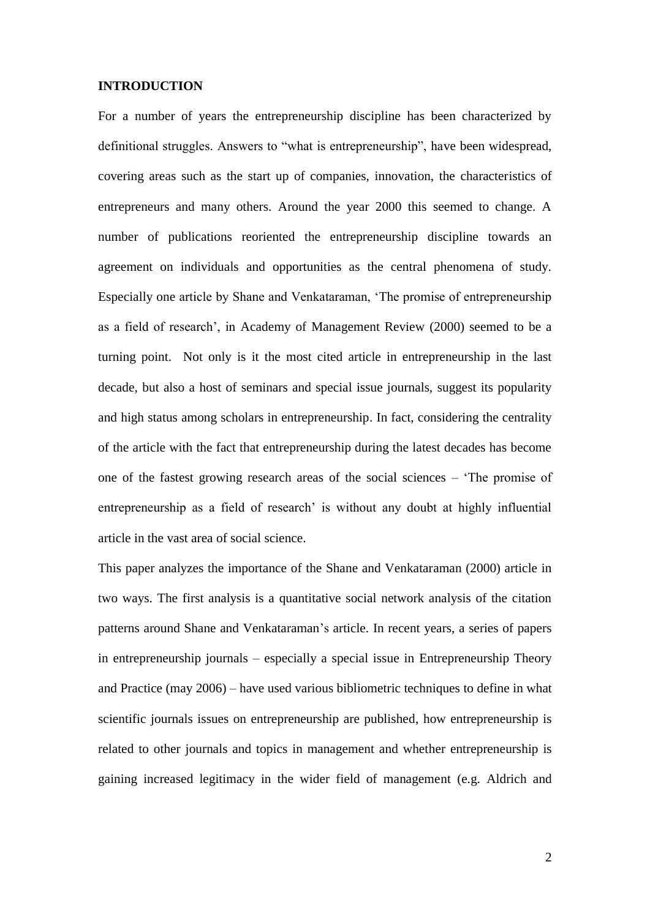## INTRODUCTION

For a number of years the entrepreneurship discipline has been characterized by definitional struggles. Answers to "what is entrepreneurship", have been widespread, covering areas such as the start up of companies, innovation, the characteristics of entrepreneurs and many others. Around the year 2000 this seemed to change. A number of publications reoriented the entrepreneurship discipline towards an agreement on individuals and opportunities as the central phenomena of study. Especially one article by Shane and Venkataraman, 'The promise of entrepreneurship as a field of research', in Academy of Management Review (2000) seemed to be a turning point. Not only is it the most cited article in entrepreneurship in the last decade, but also a host of seminars and special issue journals, suggest its popularity and high status among scholars in entrepreneurship. In fact, considering the centrality of the article with the fact that entrepreneurship during the latest decades has become one of the fastest growing research areas of the social sciences – 'The promise of entrepreneurship as a field of research' is without any doubt at highly influential article in the vast area of social science.

This paper analyzes the importance of the Shane and Venkataraman (2000) article in two ways. The first analysis is a quantitative social network analysis of the citation patterns around Shane and Venkataraman's article. In recent years, a series of papers in entrepreneurship journals – especially a special issue in Entrepreneurship Theory and Practice (may 2006) – have used various bibliometric techniques to define in what scientific journals issues on entrepreneurship are published, how entrepreneurship is related to other journals and topics in management and whether entrepreneurship is gaining increased legitimacy in the wider field of management (e.g. Aldrich and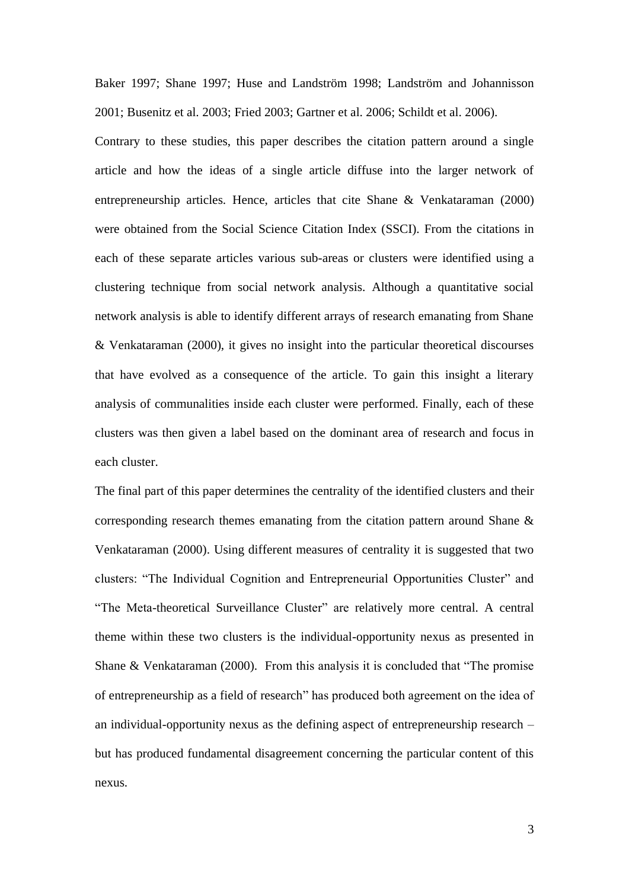Baker 1997; Shane 1997; Huse and Landström 1998; Landström and Johannisson 2001; Busenitz et al. 2003; Fried 2003; Gartner et al. 2006; Schildt et al. 2006).

Contrary to these studies, this paper describes the citation pattern around a single article and how the ideas of a single article diffuse into the larger network of entrepreneurship articles. Hence, articles that cite Shane & Venkataraman (2000) were obtained from the Social Science Citation Index (SSCI). From the citations in each of these separate articles various sub-areas or clusters were identified using a clustering technique from social network analysis. Although a quantitative social network analysis is able to identify different arrays of research emanating from Shane & Venkataraman (2000), it gives no insight into the particular theoretical discourses that have evolved as a consequence of the article. To gain this insight a literary analysis of communalities inside each cluster were performed. Finally, each of these clusters was then given a label based on the dominant area of research and focus in each cluster.

The final part of this paper determines the centrality of the identified clusters and their corresponding research themes emanating from the citation pattern around Shane & Venkataraman (2000). Using different measures of centrality it is suggested that two clusters: "The Individual Cognition and Entrepreneurial Opportunities Cluster" and "The Meta-theoretical Surveillance Cluster" are relatively more central. A central theme within these two clusters is the individual-opportunity nexus as presented in Shane & Venkataraman (2000). From this analysis it is concluded that "The promise of entrepreneurship as a field of research" has produced both agreement on the idea of an individual-opportunity nexus as the defining aspect of entrepreneurship research – but has produced fundamental disagreement concerning the particular content of this nexus.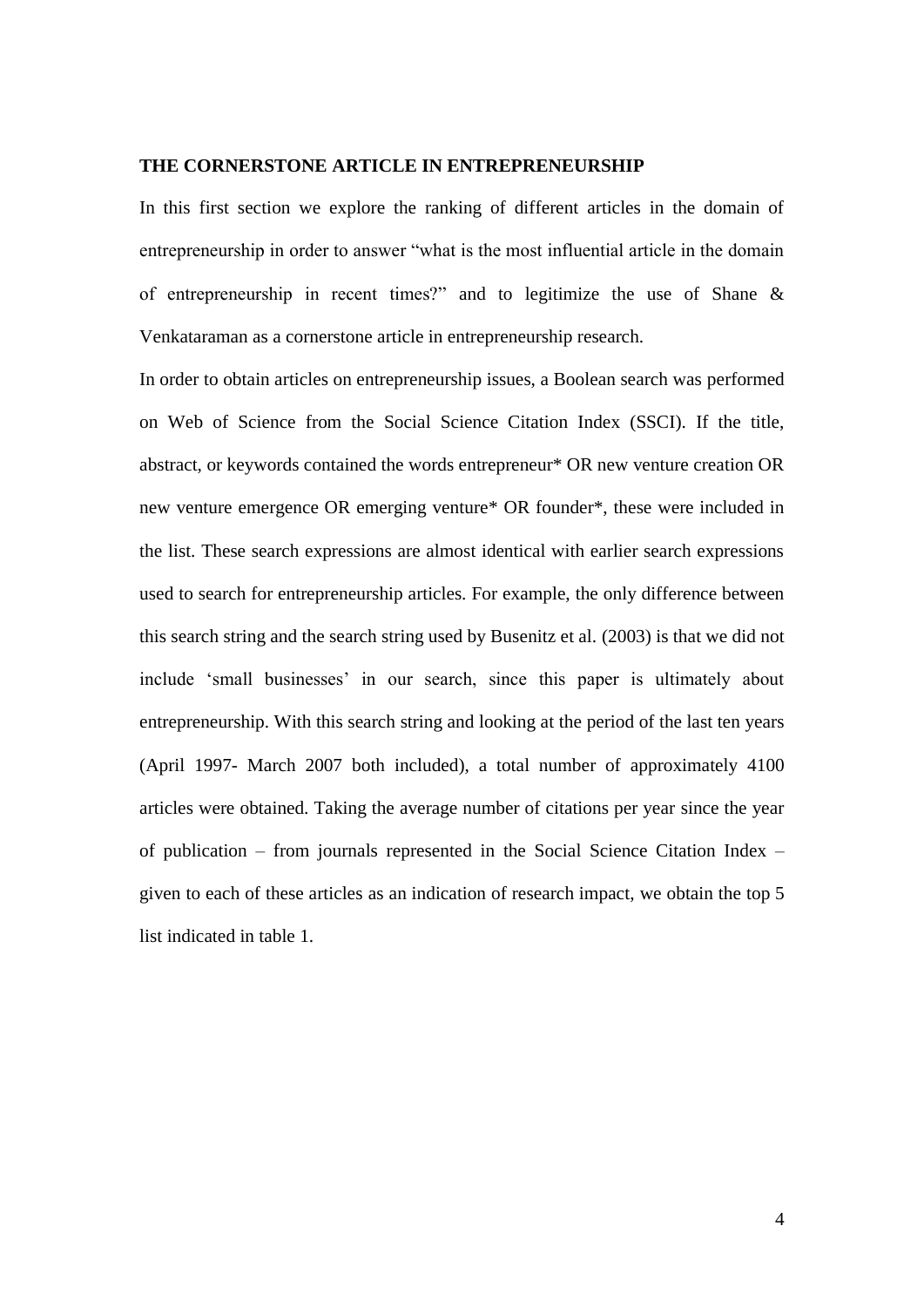## THE CORNERSTONE ARTICLE IN ENTREPRENEURSHIP

In this first section we explore the ranking of different articles in the domain of entrepreneurship in order to answer "what is the most influential article in the domain of entrepreneurship in recent times?" and to legitimize the use of Shane & Venkataraman as a cornerstone article in entrepreneurship research.

In order to obtain articles on entrepreneurship issues, a Boolean search was performed on Web of Science from the Social Science Citation Index (SSCI). If the title, abstract, or keywords contained the words entrepreneur* OR new venture creation OR new venture emergence OR emerging venture* OR founder*, these were included in the list. These search expressions are almost identical with earlier search expressions used to search for entrepreneurship articles. For example, the only difference between this search string and the search string used by Busenitz et al. (2003) is that we did not include 'small businesses' in our search, since this paper is ultimately about entrepreneurship. With this search string and looking at the period of the last ten years (April 1997- March 2007 both included), a total number of approximately 4100 articles were obtained. Taking the average number of citations per year since the year of publication – from journals represented in the Social Science Citation Index – given to each of these articles as an indication of research impact, we obtain the top 5 list indicated in table 1.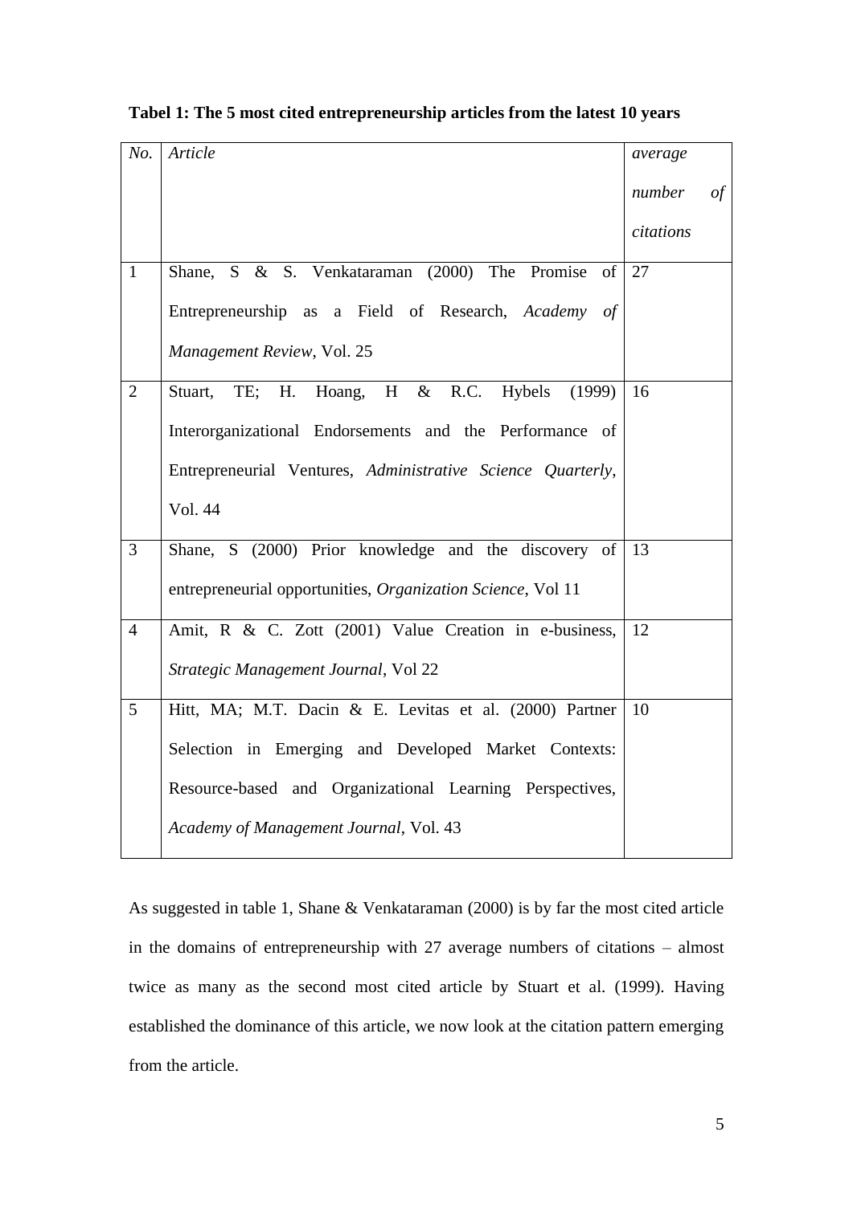**Tabel 1: The 5 most cited entrepreneurship articles from the latest 10 years**

| *No.* | *Article* | *average number of citations* |
|---|---|---|
| 1 | Shane, S & S. Venkataraman (2000) The Promise of Entrepreneurship as a Field of Research, *Academy of Management Review*, Vol. 25 | 27 |
| 2 | Stuart, TE; H. Hoang, H & R.C. Hybels (1999) Interorganizational Endorsements and the Performance of Entrepreneurial Ventures, *Administrative Science Quarterly*, Vol. 44 | 16 |
| 3 | Shane, S (2000) Prior knowledge and the discovery of entrepreneurial opportunities, *Organization Science*, Vol 11 | 13 |
| 4 | Amit, R & C. Zott (2001) Value Creation in e-business, *Strategic Management Journal*, Vol 22 | 12 |
| 5 | Hitt, MA; M.T. Dacin & E. Levitas et al. (2000) Partner Selection in Emerging and Developed Market Contexts: Resource-based and Organizational Learning Perspectives, *Academy of Management Journal*, Vol. 43 | 10 |

As suggested in table 1, Shane & Venkataraman (2000) is by far the most cited article in the domains of entrepreneurship with 27 average numbers of citations – almost twice as many as the second most cited article by Stuart et al. (1999). Having established the dominance of this article, we now look at the citation pattern emerging from the article.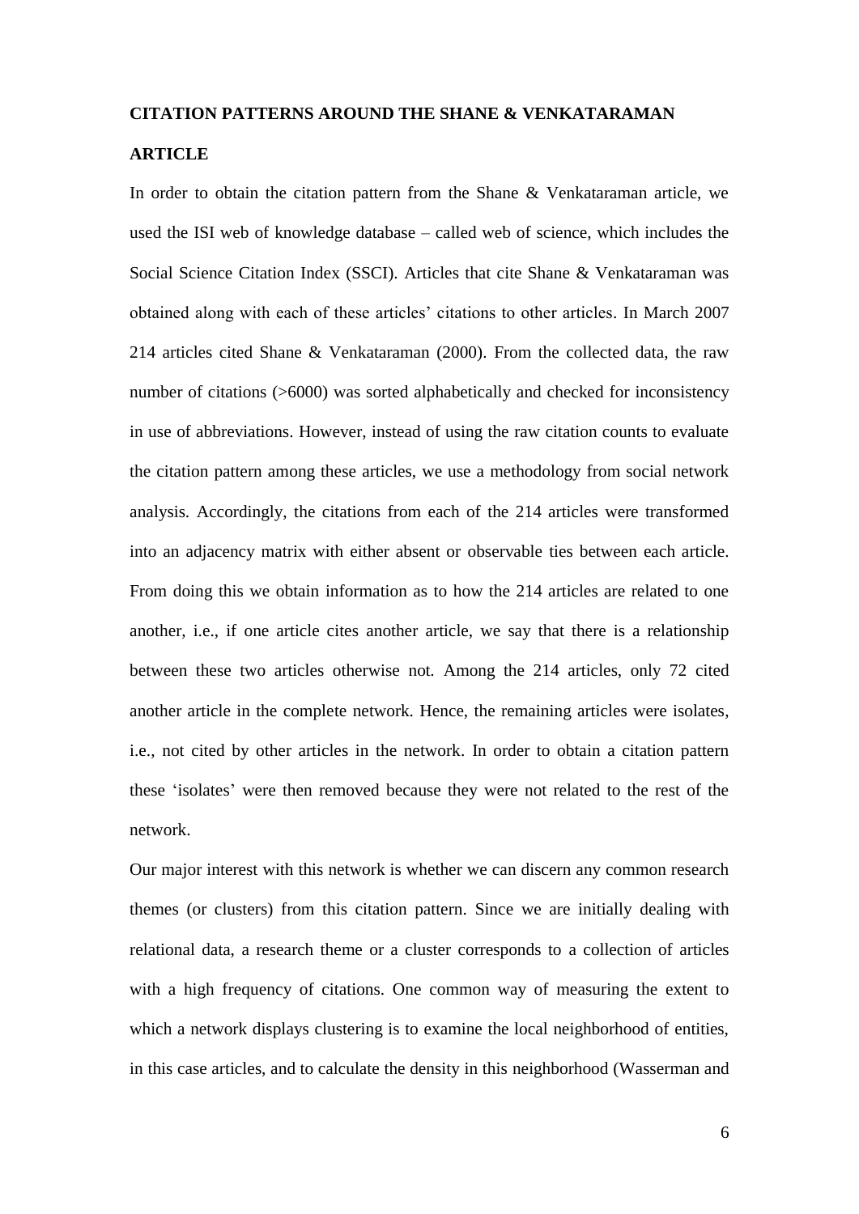## CITATION PATTERNS AROUND THE SHANE & VENKATARAMAN ARTICLE

In order to obtain the citation pattern from the Shane & Venkataraman article, we used the ISI web of knowledge database – called web of science, which includes the Social Science Citation Index (SSCI). Articles that cite Shane & Venkataraman was obtained along with each of these articles' citations to other articles. In March 2007 214 articles cited Shane & Venkataraman (2000). From the collected data, the raw number of citations (>6000) was sorted alphabetically and checked for inconsistency in use of abbreviations. However, instead of using the raw citation counts to evaluate the citation pattern among these articles, we use a methodology from social network analysis. Accordingly, the citations from each of the 214 articles were transformed into an adjacency matrix with either absent or observable ties between each article. From doing this we obtain information as to how the 214 articles are related to one another, i.e., if one article cites another article, we say that there is a relationship between these two articles otherwise not. Among the 214 articles, only 72 cited another article in the complete network. Hence, the remaining articles were isolates, i.e., not cited by other articles in the network. In order to obtain a citation pattern these 'isolates' were then removed because they were not related to the rest of the network.

Our major interest with this network is whether we can discern any common research themes (or clusters) from this citation pattern. Since we are initially dealing with relational data, a research theme or a cluster corresponds to a collection of articles with a high frequency of citations. One common way of measuring the extent to which a network displays clustering is to examine the local neighborhood of entities, in this case articles, and to calculate the density in this neighborhood (Wasserman and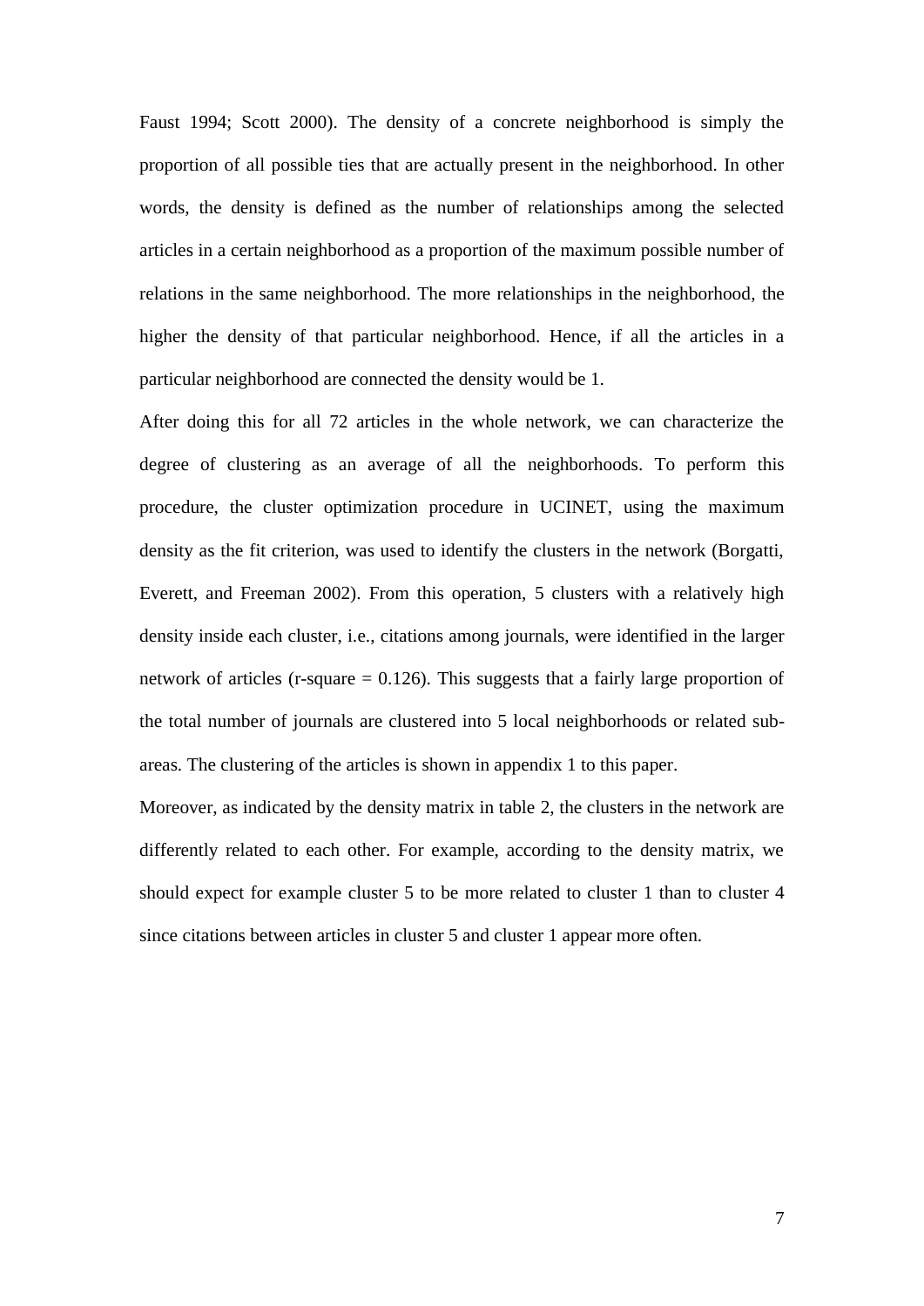Faust 1994; Scott 2000). The density of a concrete neighborhood is simply the proportion of all possible ties that are actually present in the neighborhood. In other words, the density is defined as the number of relationships among the selected articles in a certain neighborhood as a proportion of the maximum possible number of relations in the same neighborhood. The more relationships in the neighborhood, the higher the density of that particular neighborhood. Hence, if all the articles in a particular neighborhood are connected the density would be 1.

After doing this for all 72 articles in the whole network, we can characterize the degree of clustering as an average of all the neighborhoods. To perform this procedure, the cluster optimization procedure in UCINET, using the maximum density as the fit criterion, was used to identify the clusters in the network (Borgatti, Everett, and Freeman 2002). From this operation, 5 clusters with a relatively high density inside each cluster, i.e., citations among journals, were identified in the larger network of articles (r-square = 0.126). This suggests that a fairly large proportion of the total number of journals are clustered into 5 local neighborhoods or related sub-areas. The clustering of the articles is shown in appendix 1 to this paper.

Moreover, as indicated by the density matrix in table 2, the clusters in the network are differently related to each other. For example, according to the density matrix, we should expect for example cluster 5 to be more related to cluster 1 than to cluster 4 since citations between articles in cluster 5 and cluster 1 appear more often.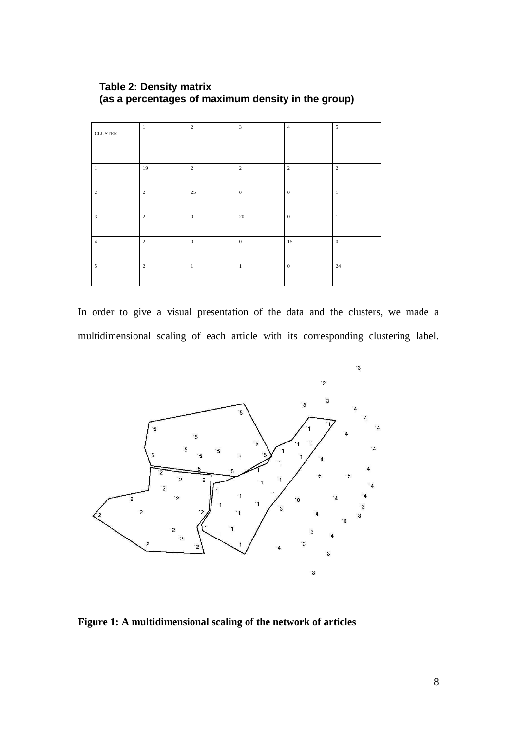**Table 2: Density matrix**
**(as a percentages of maximum density in the group)**

| CLUSTER | 1 | 2 | 3 | 4 | 5 |
|---|---|---|---|---|---|
| 1 | 19 | 2 | 2 | 2 | 2 |
| 2 | 2 | 25 | 0 | 0 | 1 |
| 3 | 2 | 0 | 20 | 0 | 1 |
| 4 | 2 | 0 | 0 | 15 | 0 |
| 5 | 2 | 1 | 1 | 0 | 24 |

In order to give a visual presentation of the data and the clusters, we made a multidimensional scaling of each article with its corresponding clustering label.

**Figure 1: A multidimensional scaling of the network of articles**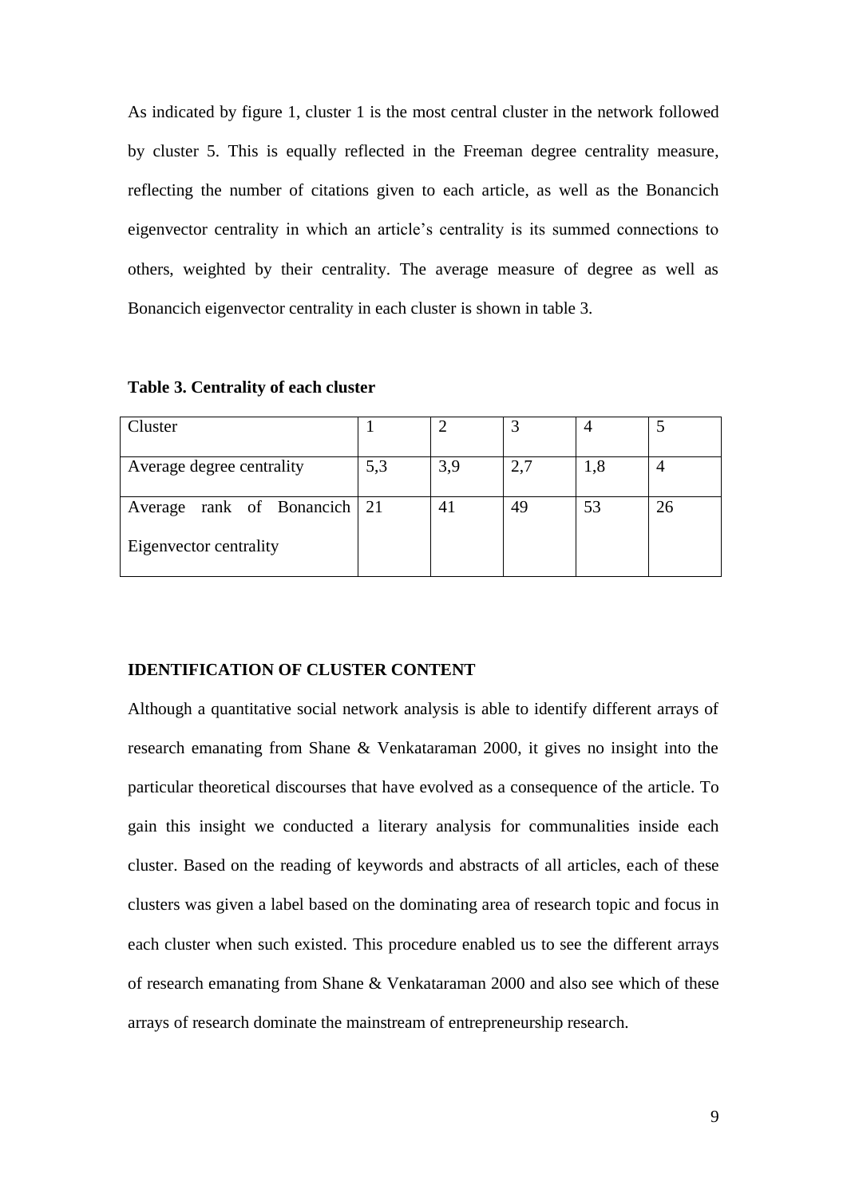As indicated by figure 1, cluster 1 is the most central cluster in the network followed by cluster 5. This is equally reflected in the Freeman degree centrality measure, reflecting the number of citations given to each article, as well as the Bonancich eigenvector centrality in which an article's centrality is its summed connections to others, weighted by their centrality. The average measure of degree as well as Bonancich eigenvector centrality in each cluster is shown in table 3.

**Table 3. Centrality of each cluster**

| Cluster | 1 | 2 | 3 | 4 | 5 |
|---|---|---|---|---|---|
| Average degree centrality | 5,3 | 3,9 | 2,7 | 1,8 | 4 |
| Average rank of Bonancich Eigenvector centrality | 21 | 41 | 49 | 53 | 26 |

## IDENTIFICATION OF CLUSTER CONTENT

Although a quantitative social network analysis is able to identify different arrays of research emanating from Shane & Venkataraman 2000, it gives no insight into the particular theoretical discourses that have evolved as a consequence of the article. To gain this insight we conducted a literary analysis for communalities inside each cluster. Based on the reading of keywords and abstracts of all articles, each of these clusters was given a label based on the dominating area of research topic and focus in each cluster when such existed. This procedure enabled us to see the different arrays of research emanating from Shane & Venkataraman 2000 and also see which of these arrays of research dominate the mainstream of entrepreneurship research.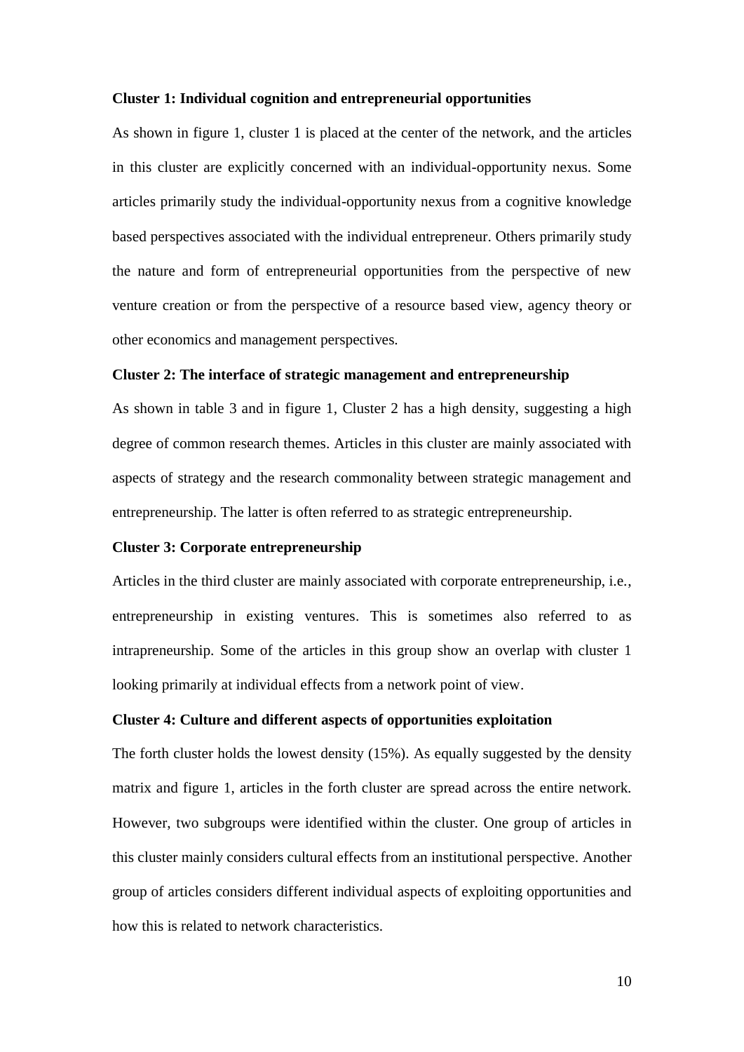**Cluster 1: Individual cognition and entrepreneurial opportunities**

As shown in figure 1, cluster 1 is placed at the center of the network, and the articles in this cluster are explicitly concerned with an individual-opportunity nexus. Some articles primarily study the individual-opportunity nexus from a cognitive knowledge based perspectives associated with the individual entrepreneur. Others primarily study the nature and form of entrepreneurial opportunities from the perspective of new venture creation or from the perspective of a resource based view, agency theory or other economics and management perspectives.

**Cluster 2: The interface of strategic management and entrepreneurship**

As shown in table 3 and in figure 1, Cluster 2 has a high density, suggesting a high degree of common research themes. Articles in this cluster are mainly associated with aspects of strategy and the research commonality between strategic management and entrepreneurship. The latter is often referred to as strategic entrepreneurship.

**Cluster 3: Corporate entrepreneurship**

Articles in the third cluster are mainly associated with corporate entrepreneurship, i.e., entrepreneurship in existing ventures. This is sometimes also referred to as intrapreneurship. Some of the articles in this group show an overlap with cluster 1 looking primarily at individual effects from a network point of view.

**Cluster 4: Culture and different aspects of opportunities exploitation**

The forth cluster holds the lowest density (15%). As equally suggested by the density matrix and figure 1, articles in the forth cluster are spread across the entire network. However, two subgroups were identified within the cluster. One group of articles in this cluster mainly considers cultural effects from an institutional perspective. Another group of articles considers different individual aspects of exploiting opportunities and how this is related to network characteristics.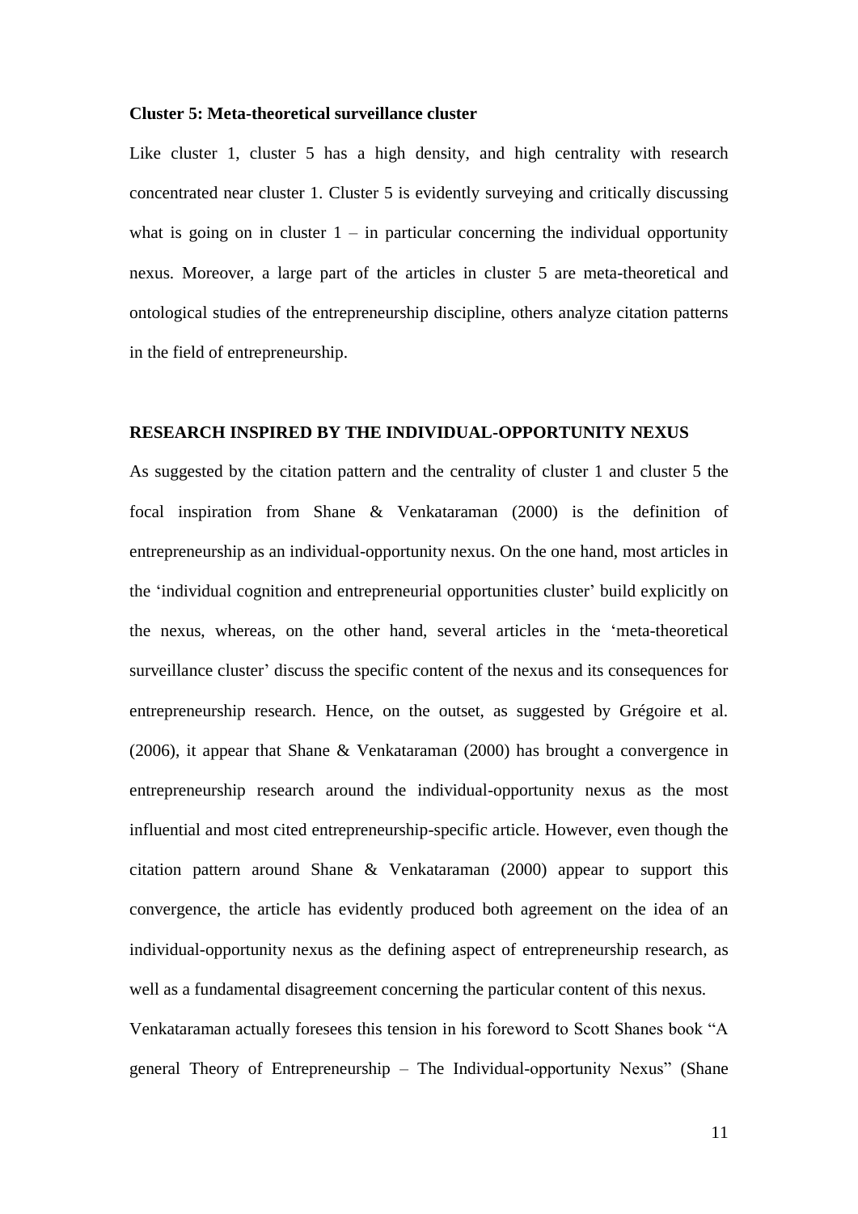**Cluster 5: Meta-theoretical surveillance cluster**

Like cluster 1, cluster 5 has a high density, and high centrality with research concentrated near cluster 1. Cluster 5 is evidently surveying and critically discussing what is going on in cluster 1 – in particular concerning the individual opportunity nexus. Moreover, a large part of the articles in cluster 5 are meta-theoretical and ontological studies of the entrepreneurship discipline, others analyze citation patterns in the field of entrepreneurship.

## RESEARCH INSPIRED BY THE INDIVIDUAL-OPPORTUNITY NEXUS

As suggested by the citation pattern and the centrality of cluster 1 and cluster 5 the focal inspiration from Shane & Venkataraman (2000) is the definition of entrepreneurship as an individual-opportunity nexus. On the one hand, most articles in the 'individual cognition and entrepreneurial opportunities cluster' build explicitly on the nexus, whereas, on the other hand, several articles in the 'meta-theoretical surveillance cluster' discuss the specific content of the nexus and its consequences for entrepreneurship research. Hence, on the outset, as suggested by Grégoire et al. (2006), it appear that Shane & Venkataraman (2000) has brought a convergence in entrepreneurship research around the individual-opportunity nexus as the most influential and most cited entrepreneurship-specific article. However, even though the citation pattern around Shane & Venkataraman (2000) appear to support this convergence, the article has evidently produced both agreement on the idea of an individual-opportunity nexus as the defining aspect of entrepreneurship research, as well as a fundamental disagreement concerning the particular content of this nexus.

Venkataraman actually foresees this tension in his foreword to Scott Shanes book "A general Theory of Entrepreneurship – The Individual-opportunity Nexus" (Shane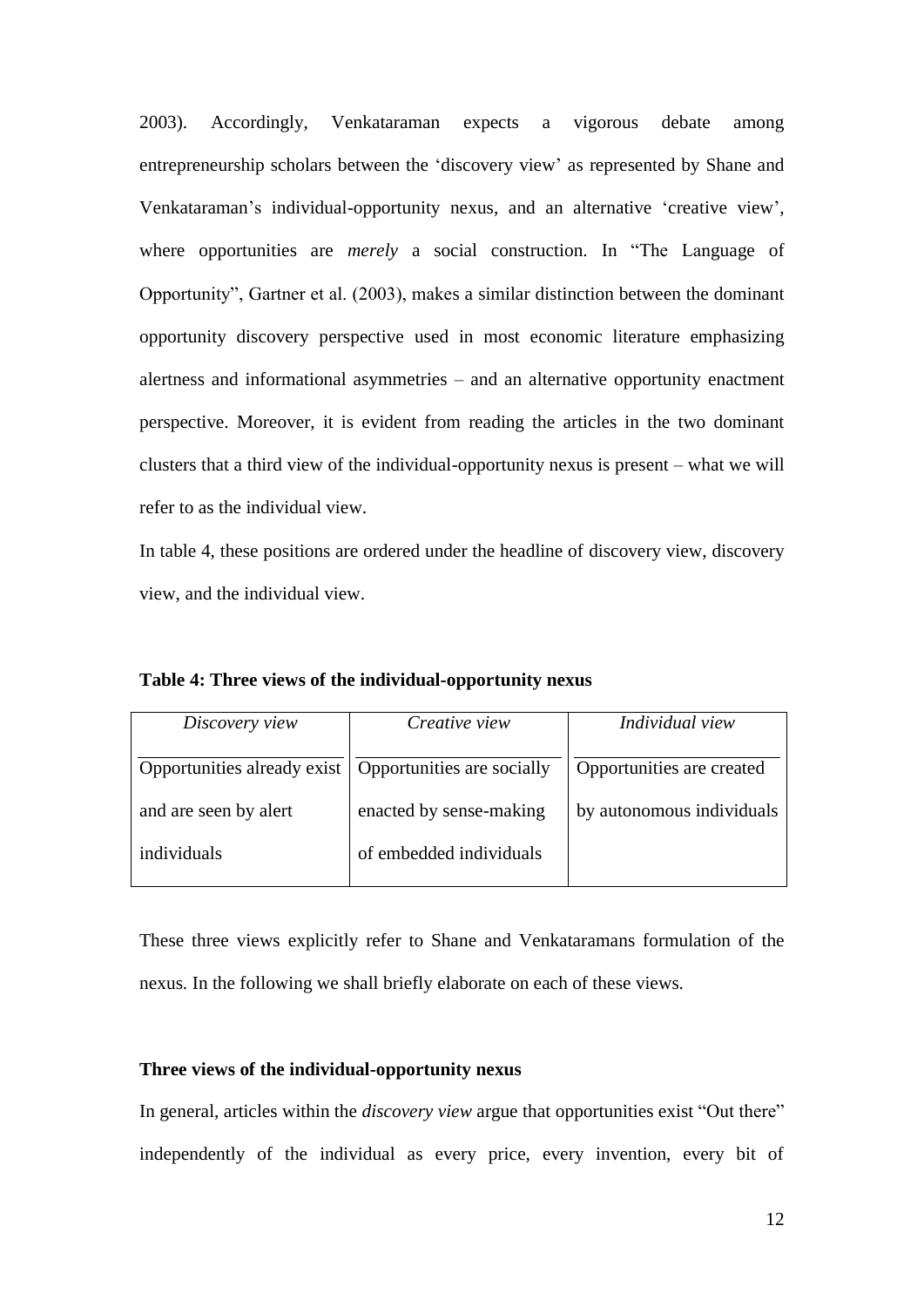2003). Accordingly, Venkataraman expects a vigorous debate among entrepreneurship scholars between the 'discovery view' as represented by Shane and Venkataraman's individual-opportunity nexus, and an alternative 'creative view', where opportunities are *merely* a social construction. In "The Language of Opportunity", Gartner et al. (2003), makes a similar distinction between the dominant opportunity discovery perspective used in most economic literature emphasizing alertness and informational asymmetries – and an alternative opportunity enactment perspective. Moreover, it is evident from reading the articles in the two dominant clusters that a third view of the individual-opportunity nexus is present – what we will refer to as the individual view.

In table 4, these positions are ordered under the headline of discovery view, discovery view, and the individual view.

**Table 4: Three views of the individual-opportunity nexus**

| *Discovery view* | *Creative view* | *Individual view* |
|---|---|---|
| Opportunities already exist and are seen by alert individuals | Opportunities are socially enacted by sense-making of embedded individuals | Opportunities are created by autonomous individuals |

These three views explicitly refer to Shane and Venkataramans formulation of the nexus. In the following we shall briefly elaborate on each of these views.

**Three views of the individual-opportunity nexus**

In general, articles within the *discovery view* argue that opportunities exist "Out there" independently of the individual as every price, every invention, every bit of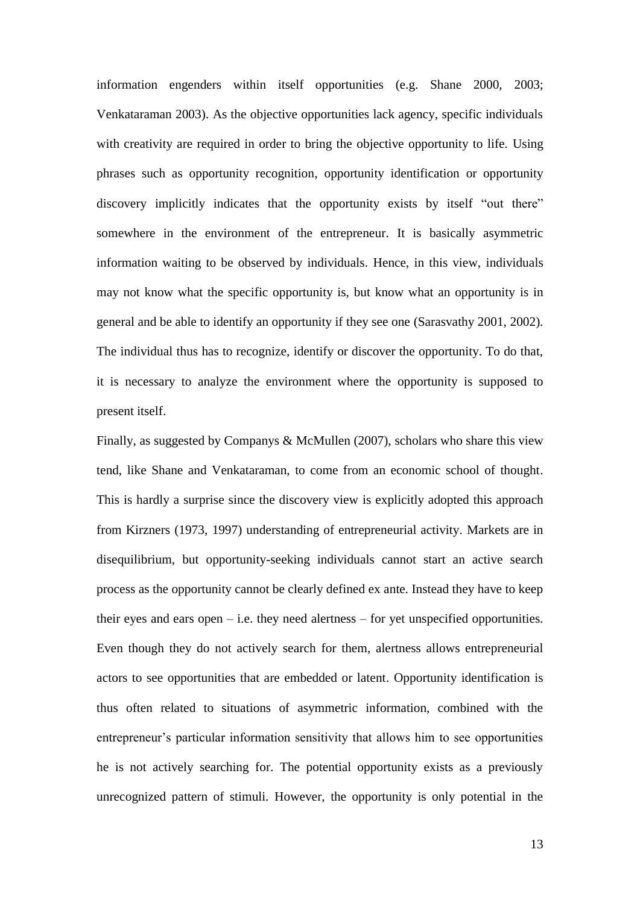information engenders within itself opportunities (e.g. Shane 2000, 2003; Venkataraman 2003). As the objective opportunities lack agency, specific individuals with creativity are required in order to bring the objective opportunity to life. Using phrases such as opportunity recognition, opportunity identification or opportunity discovery implicitly indicates that the opportunity exists by itself "out there" somewhere in the environment of the entrepreneur. It is basically asymmetric information waiting to be observed by individuals. Hence, in this view, individuals may not know what the specific opportunity is, but know what an opportunity is in general and be able to identify an opportunity if they see one (Sarasvathy 2001, 2002). The individual thus has to recognize, identify or discover the opportunity. To do that, it is necessary to analyze the environment where the opportunity is supposed to present itself.

Finally, as suggested by Companys & McMullen (2007), scholars who share this view tend, like Shane and Venkataraman, to come from an economic school of thought. This is hardly a surprise since the discovery view is explicitly adopted this approach from Kirzners (1973, 1997) understanding of entrepreneurial activity. Markets are in disequilibrium, but opportunity-seeking individuals cannot start an active search process as the opportunity cannot be clearly defined ex ante. Instead they have to keep their eyes and ears open – i.e. they need alertness – for yet unspecified opportunities. Even though they do not actively search for them, alertness allows entrepreneurial actors to see opportunities that are embedded or latent. Opportunity identification is thus often related to situations of asymmetric information, combined with the entrepreneur's particular information sensitivity that allows him to see opportunities he is not actively searching for. The potential opportunity exists as a previously unrecognized pattern of stimuli. However, the opportunity is only potential in the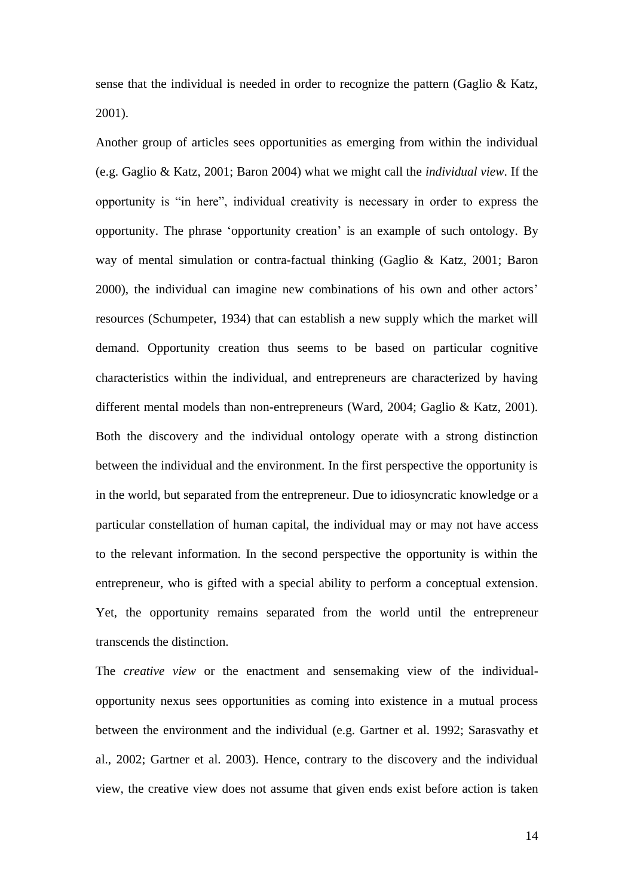sense that the individual is needed in order to recognize the pattern (Gaglio & Katz, 2001).

Another group of articles sees opportunities as emerging from within the individual (e.g. Gaglio & Katz, 2001; Baron 2004) what we might call the *individual view*. If the opportunity is "in here", individual creativity is necessary in order to express the opportunity. The phrase 'opportunity creation' is an example of such ontology. By way of mental simulation or contra-factual thinking (Gaglio & Katz, 2001; Baron 2000), the individual can imagine new combinations of his own and other actors' resources (Schumpeter, 1934) that can establish a new supply which the market will demand. Opportunity creation thus seems to be based on particular cognitive characteristics within the individual, and entrepreneurs are characterized by having different mental models than non-entrepreneurs (Ward, 2004; Gaglio & Katz, 2001). Both the discovery and the individual ontology operate with a strong distinction between the individual and the environment. In the first perspective the opportunity is in the world, but separated from the entrepreneur. Due to idiosyncratic knowledge or a particular constellation of human capital, the individual may or may not have access to the relevant information. In the second perspective the opportunity is within the entrepreneur, who is gifted with a special ability to perform a conceptual extension. Yet, the opportunity remains separated from the world until the entrepreneur transcends the distinction.

The *creative view* or the enactment and sensemaking view of the individual-opportunity nexus sees opportunities as coming into existence in a mutual process between the environment and the individual (e.g. Gartner et al. 1992; Sarasvathy et al., 2002; Gartner et al. 2003). Hence, contrary to the discovery and the individual view, the creative view does not assume that given ends exist before action is taken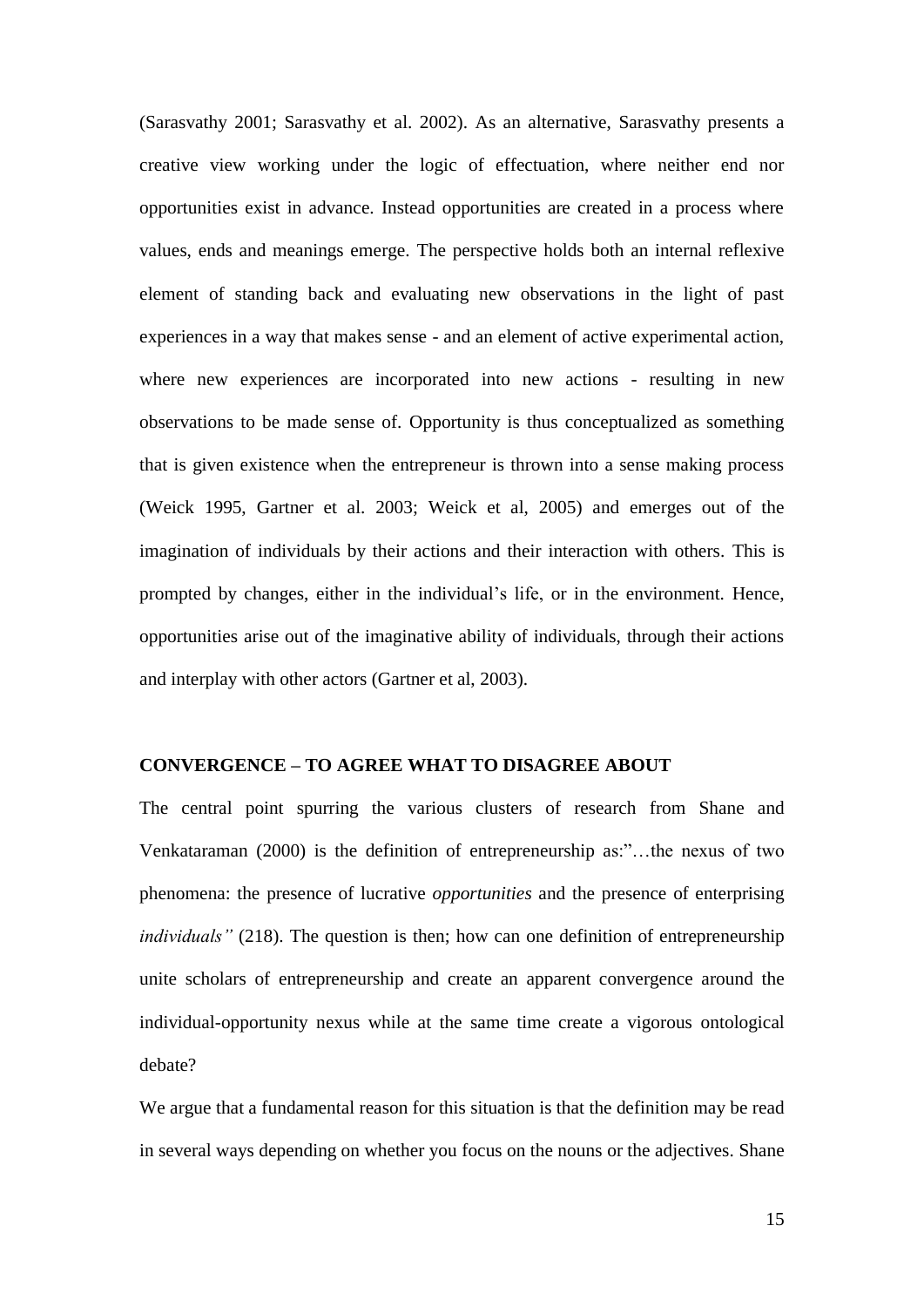(Sarasvathy 2001; Sarasvathy et al. 2002). As an alternative, Sarasvathy presents a creative view working under the logic of effectuation, where neither end nor opportunities exist in advance. Instead opportunities are created in a process where values, ends and meanings emerge. The perspective holds both an internal reflexive element of standing back and evaluating new observations in the light of past experiences in a way that makes sense - and an element of active experimental action, where new experiences are incorporated into new actions - resulting in new observations to be made sense of. Opportunity is thus conceptualized as something that is given existence when the entrepreneur is thrown into a sense making process (Weick 1995, Gartner et al. 2003; Weick et al, 2005) and emerges out of the imagination of individuals by their actions and their interaction with others. This is prompted by changes, either in the individual's life, or in the environment. Hence, opportunities arise out of the imaginative ability of individuals, through their actions and interplay with other actors (Gartner et al, 2003).

## CONVERGENCE – TO AGREE WHAT TO DISAGREE ABOUT

The central point spurring the various clusters of research from Shane and Venkataraman (2000) is the definition of entrepreneurship as:"…the nexus of two phenomena: the presence of lucrative *opportunities* and the presence of enterprising *individuals"* (218). The question is then; how can one definition of entrepreneurship unite scholars of entrepreneurship and create an apparent convergence around the individual-opportunity nexus while at the same time create a vigorous ontological debate?

We argue that a fundamental reason for this situation is that the definition may be read in several ways depending on whether you focus on the nouns or the adjectives. Shane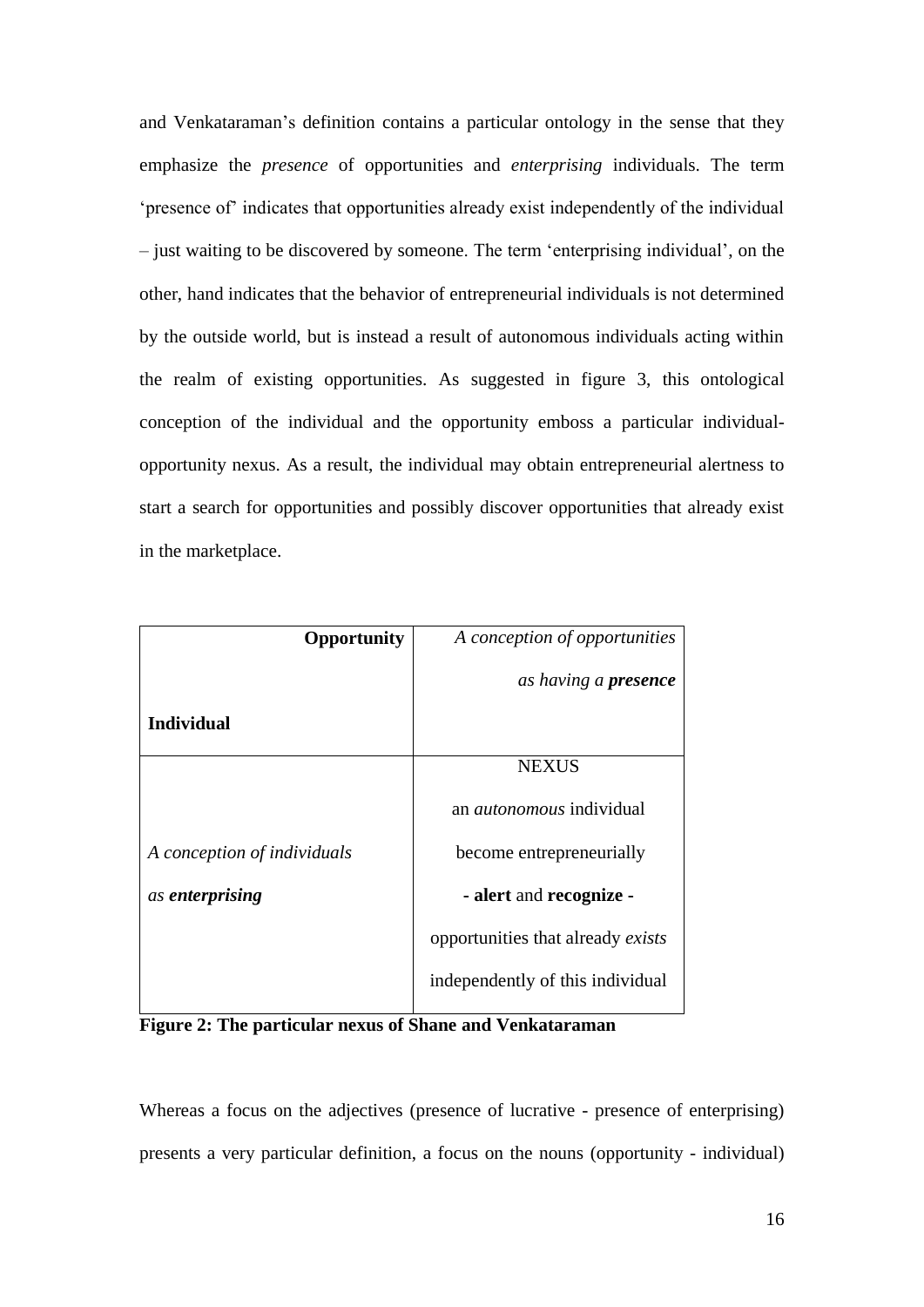and Venkataraman's definition contains a particular ontology in the sense that they emphasize the *presence* of opportunities and *enterprising* individuals. The term 'presence of' indicates that opportunities already exist independently of the individual – just waiting to be discovered by someone. The term 'enterprising individual', on the other, hand indicates that the behavior of entrepreneurial individuals is not determined by the outside world, but is instead a result of autonomous individuals acting within the realm of existing opportunities. As suggested in figure 3, this ontological conception of the individual and the opportunity emboss a particular individual-opportunity nexus. As a result, the individual may obtain entrepreneurial alertness to start a search for opportunities and possibly discover opportunities that already exist in the marketplace.

| **Opportunity**<br><br>**Individual** | *A conception of opportunities as having a* ***presence*** |
|---|---|
| *A conception of individuals as* ***enterprising*** | NEXUS<br>an *autonomous* individual become entrepreneurially **- alert** and **recognize -** opportunities that already *exists* independently of this individual |

**Figure 2: The particular nexus of Shane and Venkataraman**

Whereas a focus on the adjectives (presence of lucrative - presence of enterprising) presents a very particular definition, a focus on the nouns (opportunity - individual)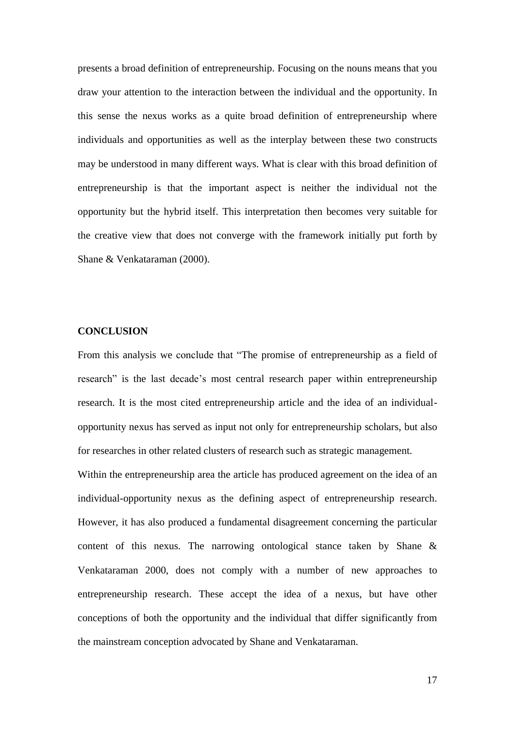presents a broad definition of entrepreneurship. Focusing on the nouns means that you draw your attention to the interaction between the individual and the opportunity. In this sense the nexus works as a quite broad definition of entrepreneurship where individuals and opportunities as well as the interplay between these two constructs may be understood in many different ways. What is clear with this broad definition of entrepreneurship is that the important aspect is neither the individual not the opportunity but the hybrid itself. This interpretation then becomes very suitable for the creative view that does not converge with the framework initially put forth by Shane & Venkataraman (2000).

## CONCLUSION

From this analysis we conclude that "The promise of entrepreneurship as a field of research" is the last decade's most central research paper within entrepreneurship research. It is the most cited entrepreneurship article and the idea of an individual-opportunity nexus has served as input not only for entrepreneurship scholars, but also for researches in other related clusters of research such as strategic management.

Within the entrepreneurship area the article has produced agreement on the idea of an individual-opportunity nexus as the defining aspect of entrepreneurship research. However, it has also produced a fundamental disagreement concerning the particular content of this nexus. The narrowing ontological stance taken by Shane & Venkataraman 2000, does not comply with a number of new approaches to entrepreneurship research. These accept the idea of a nexus, but have other conceptions of both the opportunity and the individual that differ significantly from the mainstream conception advocated by Shane and Venkataraman.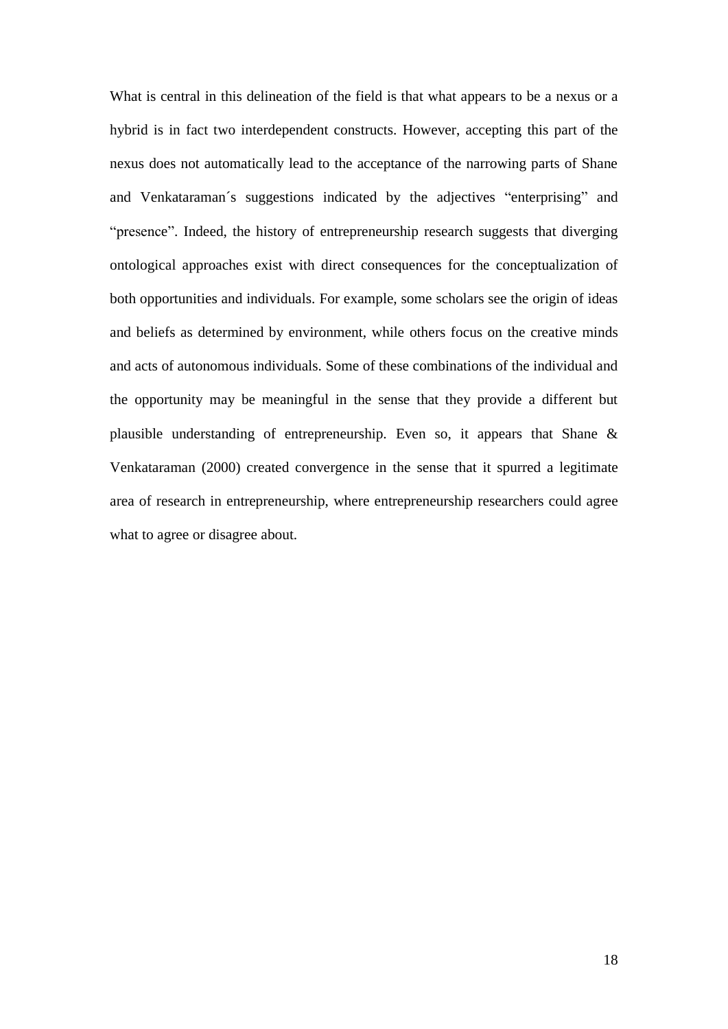What is central in this delineation of the field is that what appears to be a nexus or a hybrid is in fact two interdependent constructs. However, accepting this part of the nexus does not automatically lead to the acceptance of the narrowing parts of Shane and Venkataraman´s suggestions indicated by the adjectives "enterprising" and "presence". Indeed, the history of entrepreneurship research suggests that diverging ontological approaches exist with direct consequences for the conceptualization of both opportunities and individuals. For example, some scholars see the origin of ideas and beliefs as determined by environment, while others focus on the creative minds and acts of autonomous individuals. Some of these combinations of the individual and the opportunity may be meaningful in the sense that they provide a different but plausible understanding of entrepreneurship. Even so, it appears that Shane & Venkataraman (2000) created convergence in the sense that it spurred a legitimate area of research in entrepreneurship, where entrepreneurship researchers could agree what to agree or disagree about.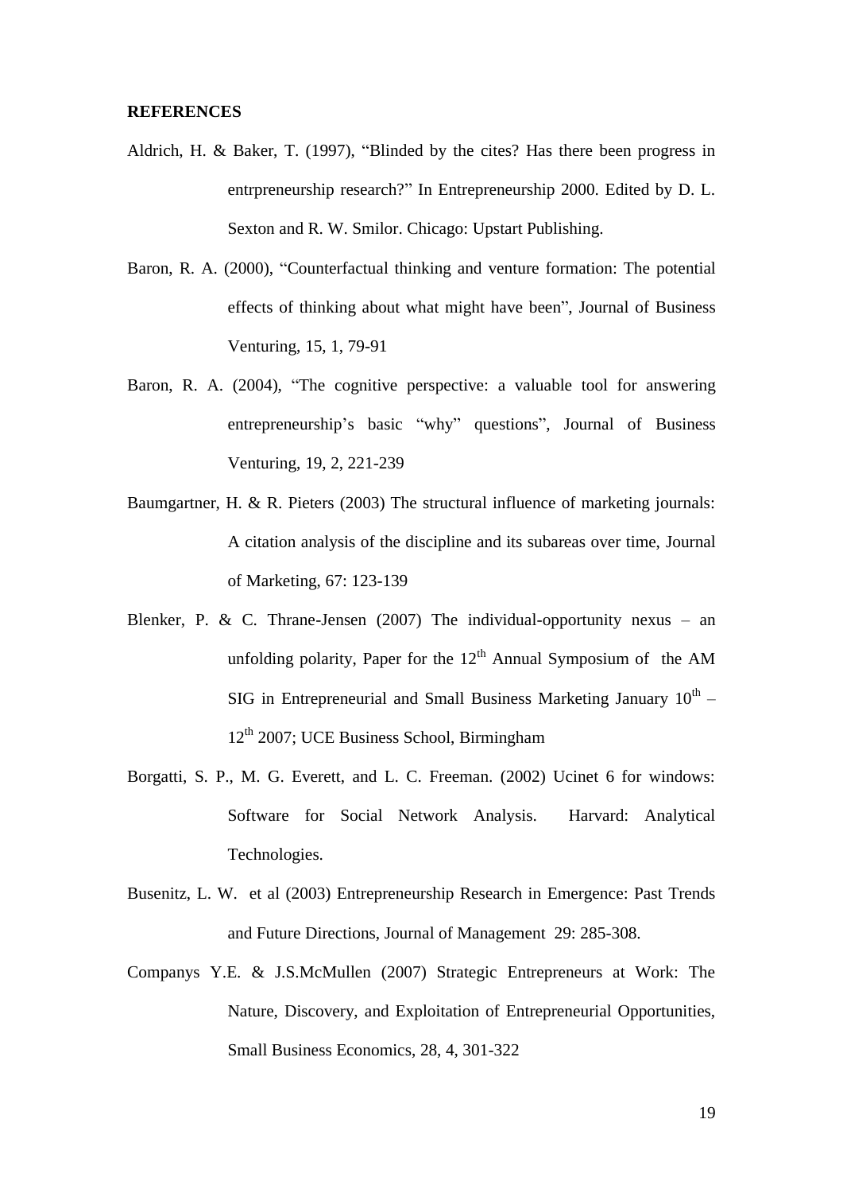**REFERENCES**

Aldrich, H. & Baker, T. (1997), "Blinded by the cites? Has there been progress in entrpreneurship research?" In Entrepreneurship 2000. Edited by D. L. Sexton and R. W. Smilor. Chicago: Upstart Publishing.

Baron, R. A. (2000), "Counterfactual thinking and venture formation: The potential effects of thinking about what might have been", Journal of Business Venturing, 15, 1, 79-91

Baron, R. A. (2004), "The cognitive perspective: a valuable tool for answering entrepreneurship's basic "why" questions", Journal of Business Venturing, 19, 2, 221-239

Baumgartner, H. & R. Pieters (2003) The structural influence of marketing journals: A citation analysis of the discipline and its subareas over time, Journal of Marketing, 67: 123-139

Blenker, P. & C. Thrane-Jensen (2007) The individual-opportunity nexus – an unfolding polarity, Paper for the 12th Annual Symposium of the AM SIG in Entrepreneurial and Small Business Marketing January 10th – 12th 2007; UCE Business School, Birmingham

Borgatti, S. P., M. G. Everett, and L. C. Freeman. (2002) Ucinet 6 for windows: Software for Social Network Analysis. Harvard: Analytical Technologies.

Busenitz, L. W. et al (2003) Entrepreneurship Research in Emergence: Past Trends and Future Directions, Journal of Management 29: 285-308.

Companys Y.E. & J.S.McMullen (2007) Strategic Entrepreneurs at Work: The Nature, Discovery, and Exploitation of Entrepreneurial Opportunities, Small Business Economics, 28, 4, 301-322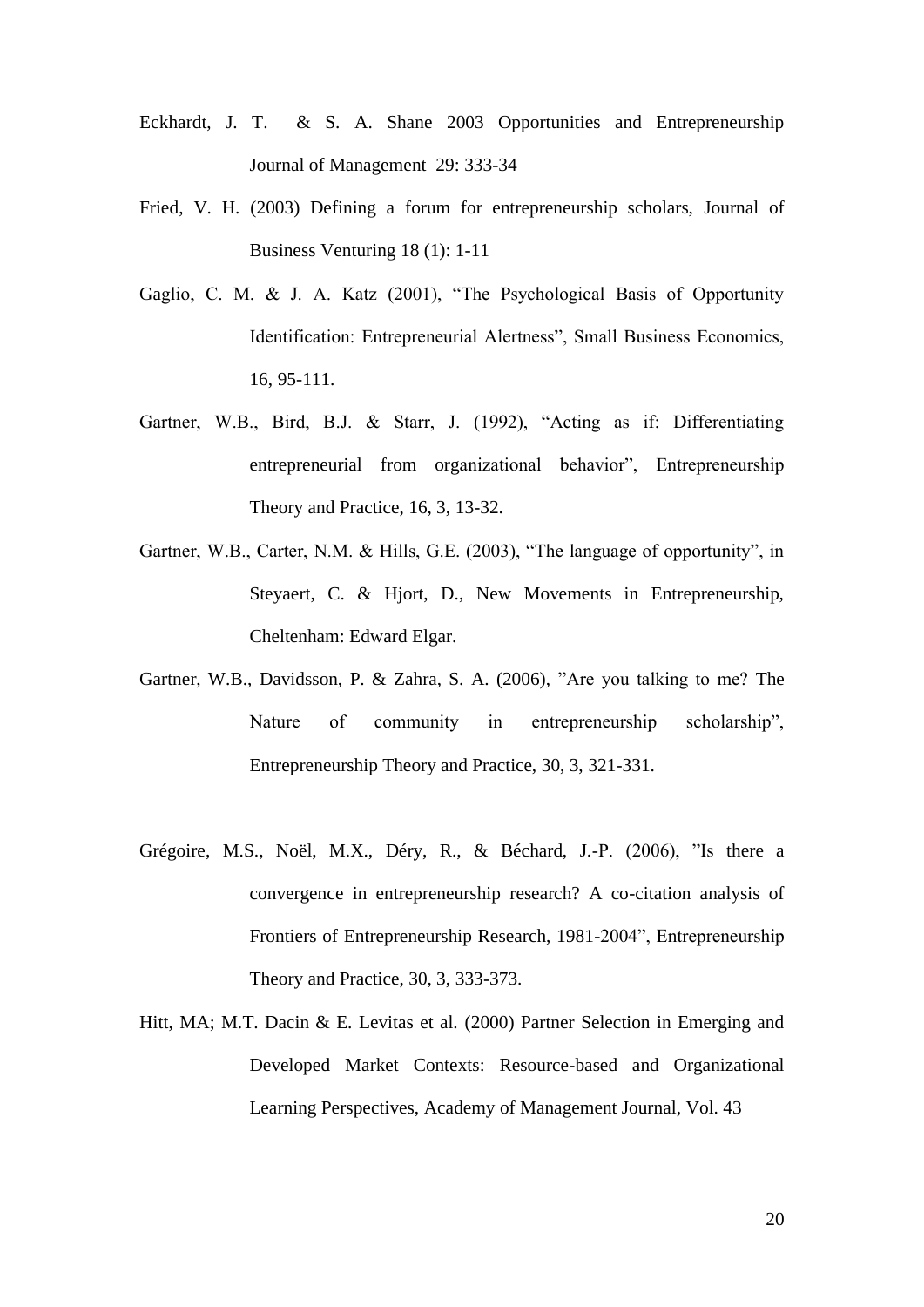Eckhardt, J. T. & S. A. Shane 2003 Opportunities and Entrepreneurship Journal of Management 29: 333-34

Fried, V. H. (2003) Defining a forum for entrepreneurship scholars, Journal of Business Venturing 18 (1): 1-11

Gaglio, C. M. & J. A. Katz (2001), "The Psychological Basis of Opportunity Identification: Entrepreneurial Alertness", Small Business Economics, 16, 95-111.

Gartner, W.B., Bird, B.J. & Starr, J. (1992), "Acting as if: Differentiating entrepreneurial from organizational behavior", Entrepreneurship Theory and Practice, 16, 3, 13-32.

Gartner, W.B., Carter, N.M. & Hills, G.E. (2003), "The language of opportunity", in Steyaert, C. & Hjort, D., New Movements in Entrepreneurship, Cheltenham: Edward Elgar.

Gartner, W.B., Davidsson, P. & Zahra, S. A. (2006), "Are you talking to me? The Nature of community in entrepreneurship scholarship", Entrepreneurship Theory and Practice, 30, 3, 321-331.

Grégoire, M.S., Noël, M.X., Déry, R., & Béchard, J.-P. (2006), "Is there a convergence in entrepreneurship research? A co-citation analysis of Frontiers of Entrepreneurship Research, 1981-2004", Entrepreneurship Theory and Practice, 30, 3, 333-373.

Hitt, MA; M.T. Dacin & E. Levitas et al. (2000) Partner Selection in Emerging and Developed Market Contexts: Resource-based and Organizational Learning Perspectives, Academy of Management Journal, Vol. 43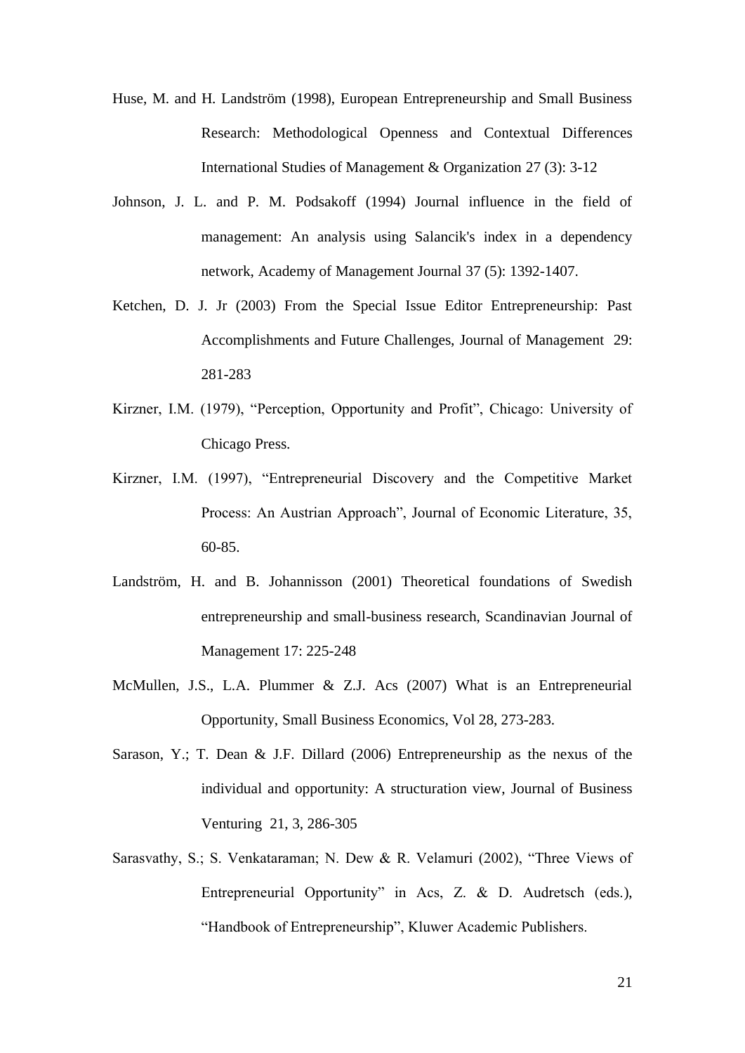Huse, M. and H. Landström (1998), European Entrepreneurship and Small Business Research: Methodological Openness and Contextual Differences International Studies of Management & Organization 27 (3): 3-12

Johnson, J. L. and P. M. Podsakoff (1994) Journal influence in the field of management: An analysis using Salancik's index in a dependency network, Academy of Management Journal 37 (5): 1392-1407.

Ketchen, D. J. Jr (2003) From the Special Issue Editor Entrepreneurship: Past Accomplishments and Future Challenges, Journal of Management 29: 281-283

Kirzner, I.M. (1979), "Perception, Opportunity and Profit", Chicago: University of Chicago Press.

Kirzner, I.M. (1997), "Entrepreneurial Discovery and the Competitive Market Process: An Austrian Approach", Journal of Economic Literature, 35, 60-85.

Landström, H. and B. Johannisson (2001) Theoretical foundations of Swedish entrepreneurship and small-business research, Scandinavian Journal of Management 17: 225-248

McMullen, J.S., L.A. Plummer & Z.J. Acs (2007) What is an Entrepreneurial Opportunity, Small Business Economics, Vol 28, 273-283.

Sarason, Y.; T. Dean & J.F. Dillard (2006) Entrepreneurship as the nexus of the individual and opportunity: A structuration view, Journal of Business Venturing 21, 3, 286-305

Sarasvathy, S.; S. Venkataraman; N. Dew & R. Velamuri (2002), "Three Views of Entrepreneurial Opportunity" in Acs, Z. & D. Audretsch (eds.), "Handbook of Entrepreneurship", Kluwer Academic Publishers.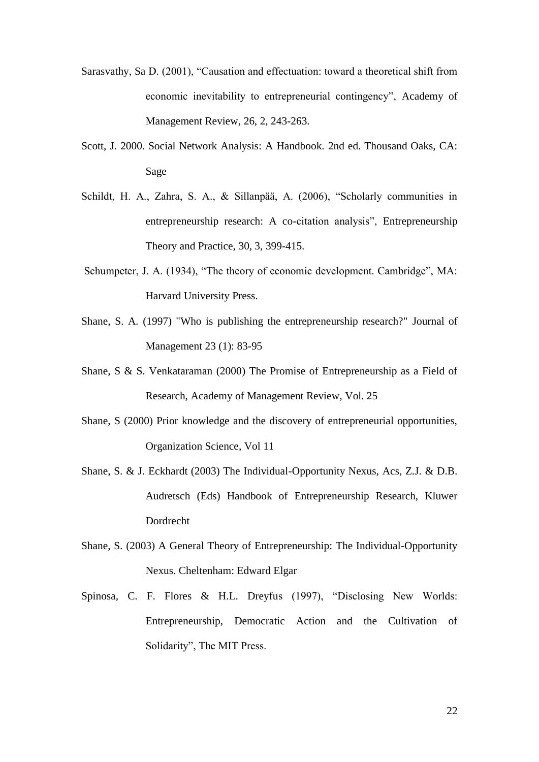Sarasvathy, Sa D. (2001), "Causation and effectuation: toward a theoretical shift from economic inevitability to entrepreneurial contingency", Academy of Management Review, 26, 2, 243-263.

Scott, J. 2000. Social Network Analysis: A Handbook. 2nd ed. Thousand Oaks, CA: Sage

Schildt, H. A., Zahra, S. A., & Sillanpää, A. (2006), "Scholarly communities in entrepreneurship research: A co-citation analysis", Entrepreneurship Theory and Practice, 30, 3, 399-415.

Schumpeter, J. A. (1934), "The theory of economic development. Cambridge", MA: Harvard University Press.

Shane, S. A. (1997) "Who is publishing the entrepreneurship research?" Journal of Management 23 (1): 83-95

Shane, S & S. Venkataraman (2000) The Promise of Entrepreneurship as a Field of Research, Academy of Management Review, Vol. 25

Shane, S (2000) Prior knowledge and the discovery of entrepreneurial opportunities, Organization Science, Vol 11

Shane, S. & J. Eckhardt (2003) The Individual-Opportunity Nexus, Acs, Z.J. & D.B. Audretsch (Eds) Handbook of Entrepreneurship Research, Kluwer Dordrecht

Shane, S. (2003) A General Theory of Entrepreneurship: The Individual-Opportunity Nexus. Cheltenham: Edward Elgar

Spinosa, C. F. Flores & H.L. Dreyfus (1997), "Disclosing New Worlds: Entrepreneurship, Democratic Action and the Cultivation of Solidarity", The MIT Press.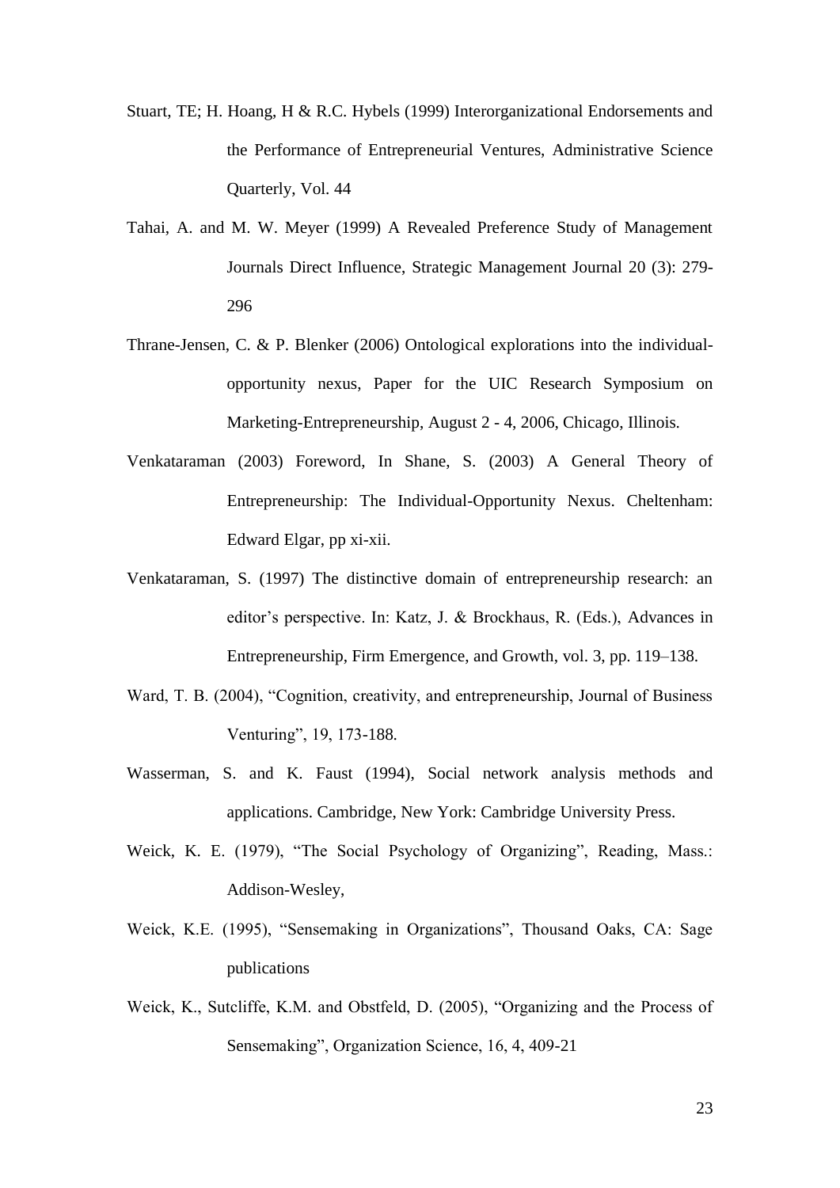Stuart, TE; H. Hoang, H & R.C. Hybels (1999) Interorganizational Endorsements and the Performance of Entrepreneurial Ventures, Administrative Science Quarterly, Vol. 44

Tahai, A. and M. W. Meyer (1999) A Revealed Preference Study of Management Journals Direct Influence, Strategic Management Journal 20 (3): 279-296

Thrane-Jensen, C. & P. Blenker (2006) Ontological explorations into the individual-opportunity nexus, Paper for the UIC Research Symposium on Marketing-Entrepreneurship, August 2 - 4, 2006, Chicago, Illinois.

Venkataraman (2003) Foreword, In Shane, S. (2003) A General Theory of Entrepreneurship: The Individual-Opportunity Nexus. Cheltenham: Edward Elgar, pp xi-xii.

Venkataraman, S. (1997) The distinctive domain of entrepreneurship research: an editor's perspective. In: Katz, J. & Brockhaus, R. (Eds.), Advances in Entrepreneurship, Firm Emergence, and Growth, vol. 3, pp. 119–138.

Ward, T. B. (2004), "Cognition, creativity, and entrepreneurship, Journal of Business Venturing", 19, 173-188.

Wasserman, S. and K. Faust (1994), Social network analysis methods and applications. Cambridge, New York: Cambridge University Press.

Weick, K. E. (1979), "The Social Psychology of Organizing", Reading, Mass.: Addison-Wesley,

Weick, K.E. (1995), "Sensemaking in Organizations", Thousand Oaks, CA: Sage publications

Weick, K., Sutcliffe, K.M. and Obstfeld, D. (2005), "Organizing and the Process of Sensemaking", Organization Science, 16, 4, 409-21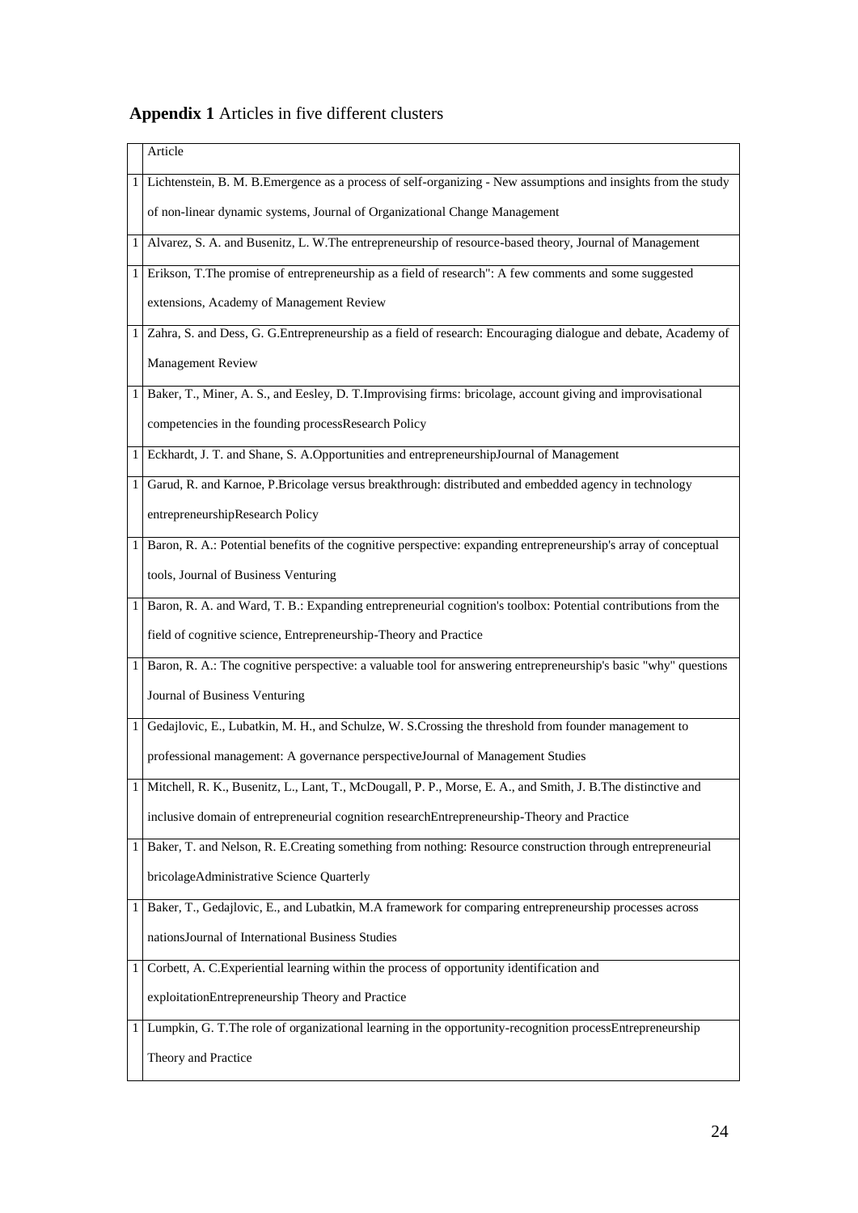**Appendix 1** Articles in five different clusters

| | Article |
|---|---|
| 1 | Lichtenstein, B. M. B.Emergence as a process of self-organizing - New assumptions and insights from the study of non-linear dynamic systems, Journal of Organizational Change Management |
| 1 | Alvarez, S. A. and Busenitz, L. W.The entrepreneurship of resource-based theory, Journal of Management |
| 1 | Erikson, T.The promise of entrepreneurship as a field of research": A few comments and some suggested extensions, Academy of Management Review |
| 1 | Zahra, S. and Dess, G. G.Entrepreneurship as a field of research: Encouraging dialogue and debate, Academy of Management Review |
| 1 | Baker, T., Miner, A. S., and Eesley, D. T.Improvising firms: bricolage, account giving and improvisational competencies in the founding processResearch Policy |
| 1 | Eckhardt, J. T. and Shane, S. A.Opportunities and entrepreneurshipJournal of Management |
| 1 | Garud, R. and Karnoe, P.Bricolage versus breakthrough: distributed and embedded agency in technology entrepreneurshipResearch Policy |
| 1 | Baron, R. A.: Potential benefits of the cognitive perspective: expanding entrepreneurship's array of conceptual tools, Journal of Business Venturing |
| 1 | Baron, R. A. and Ward, T. B.: Expanding entrepreneurial cognition's toolbox: Potential contributions from the field of cognitive science, Entrepreneurship-Theory and Practice |
| 1 | Baron, R. A.: The cognitive perspective: a valuable tool for answering entrepreneurship's basic "why" questions Journal of Business Venturing |
| 1 | Gedajlovic, E., Lubatkin, M. H., and Schulze, W. S.Crossing the threshold from founder management to professional management: A governance perspectiveJournal of Management Studies |
| 1 | Mitchell, R. K., Busenitz, L., Lant, T., McDougall, P. P., Morse, E. A., and Smith, J. B.The distinctive and inclusive domain of entrepreneurial cognition researchEntrepreneurship-Theory and Practice |
| 1 | Baker, T. and Nelson, R. E.Creating something from nothing: Resource construction through entrepreneurial bricolageAdministrative Science Quarterly |
| 1 | Baker, T., Gedajlovic, E., and Lubatkin, M.A framework for comparing entrepreneurship processes across nationsJournal of International Business Studies |
| 1 | Corbett, A. C.Experiential learning within the process of opportunity identification and exploitationEntrepreneurship Theory and Practice |
| 1 | Lumpkin, G. T.The role of organizational learning in the opportunity-recognition processEntrepreneurship Theory and Practice |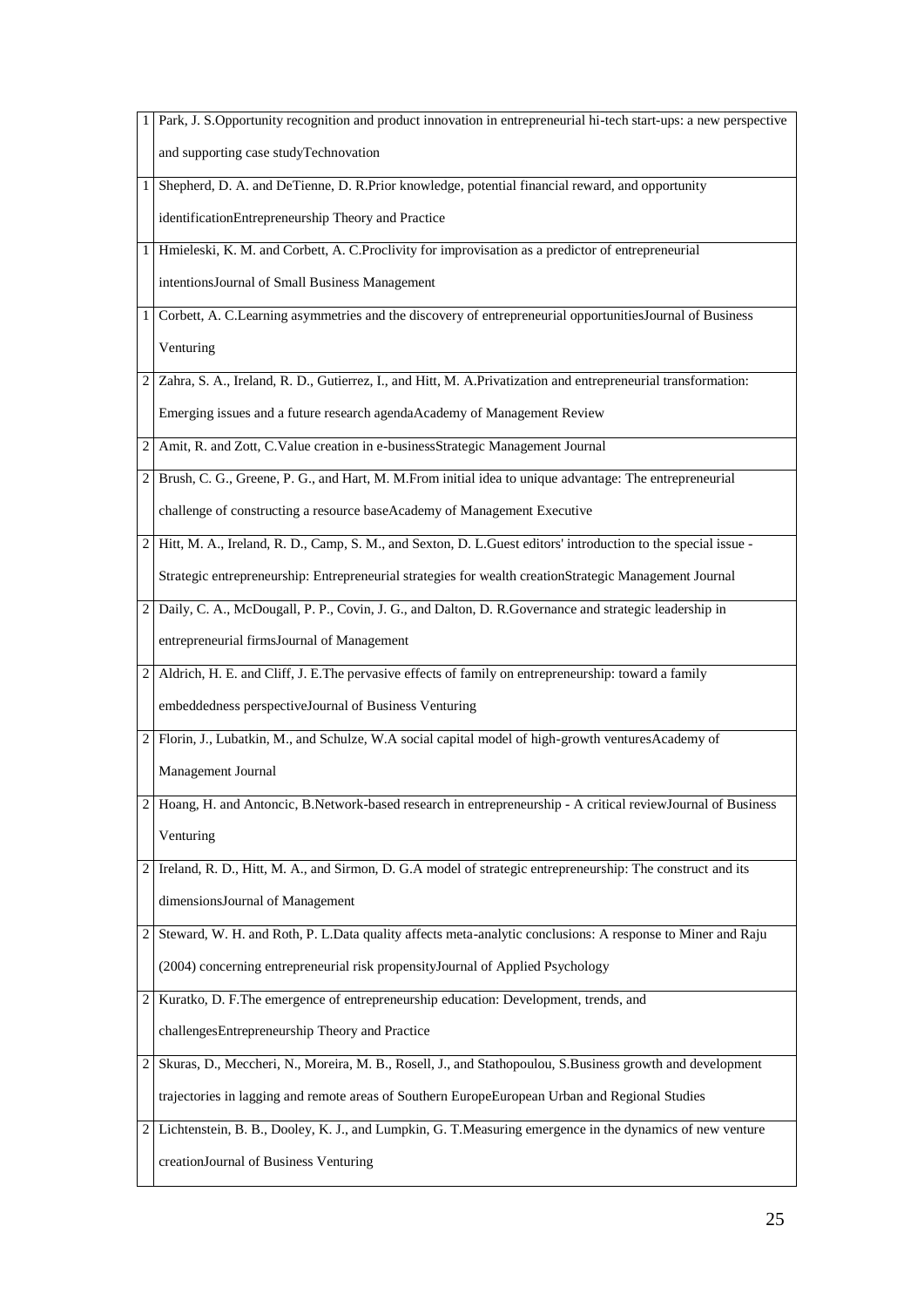| | |
|---|---|
| 1 | Park, J. S.Opportunity recognition and product innovation in entrepreneurial hi-tech start-ups: a new perspective and supporting case studyTechnovation |
| 1 | Shepherd, D. A. and DeTienne, D. R.Prior knowledge, potential financial reward, and opportunity identificationEntrepreneurship Theory and Practice |
| 1 | Hmieleski, K. M. and Corbett, A. C.Proclivity for improvisation as a predictor of entrepreneurial intentionsJournal of Small Business Management |
| 1 | Corbett, A. C.Learning asymmetries and the discovery of entrepreneurial opportunitiesJournal of Business Venturing |
| 2 | Zahra, S. A., Ireland, R. D., Gutierrez, I., and Hitt, M. A.Privatization and entrepreneurial transformation: Emerging issues and a future research agendaAcademy of Management Review |
| 2 | Amit, R. and Zott, C.Value creation in e-businessStrategic Management Journal |
| 2 | Brush, C. G., Greene, P. G., and Hart, M. M.From initial idea to unique advantage: The entrepreneurial challenge of constructing a resource baseAcademy of Management Executive |
| 2 | Hitt, M. A., Ireland, R. D., Camp, S. M., and Sexton, D. L.Guest editors' introduction to the special issue - Strategic entrepreneurship: Entrepreneurial strategies for wealth creationStrategic Management Journal |
| 2 | Daily, C. A., McDougall, P. P., Covin, J. G., and Dalton, D. R.Governance and strategic leadership in entrepreneurial firmsJournal of Management |
| 2 | Aldrich, H. E. and Cliff, J. E.The pervasive effects of family on entrepreneurship: toward a family embeddedness perspectiveJournal of Business Venturing |
| 2 | Florin, J., Lubatkin, M., and Schulze, W.A social capital model of high-growth venturesAcademy of Management Journal |
| 2 | Hoang, H. and Antoncic, B.Network-based research in entrepreneurship - A critical reviewJournal of Business Venturing |
| 2 | Ireland, R. D., Hitt, M. A., and Sirmon, D. G.A model of strategic entrepreneurship: The construct and its dimensionsJournal of Management |
| 2 | Steward, W. H. and Roth, P. L.Data quality affects meta-analytic conclusions: A response to Miner and Raju (2004) concerning entrepreneurial risk propensityJournal of Applied Psychology |
| 2 | Kuratko, D. F.The emergence of entrepreneurship education: Development, trends, and challengesEntrepreneurship Theory and Practice |
| 2 | Skuras, D., Meccheri, N., Moreira, M. B., Rosell, J., and Stathopoulou, S.Business growth and development trajectories in lagging and remote areas of Southern EuropeEuropean Urban and Regional Studies |
| 2 | Lichtenstein, B. B., Dooley, K. J., and Lumpkin, G. T.Measuring emergence in the dynamics of new venture creationJournal of Business Venturing |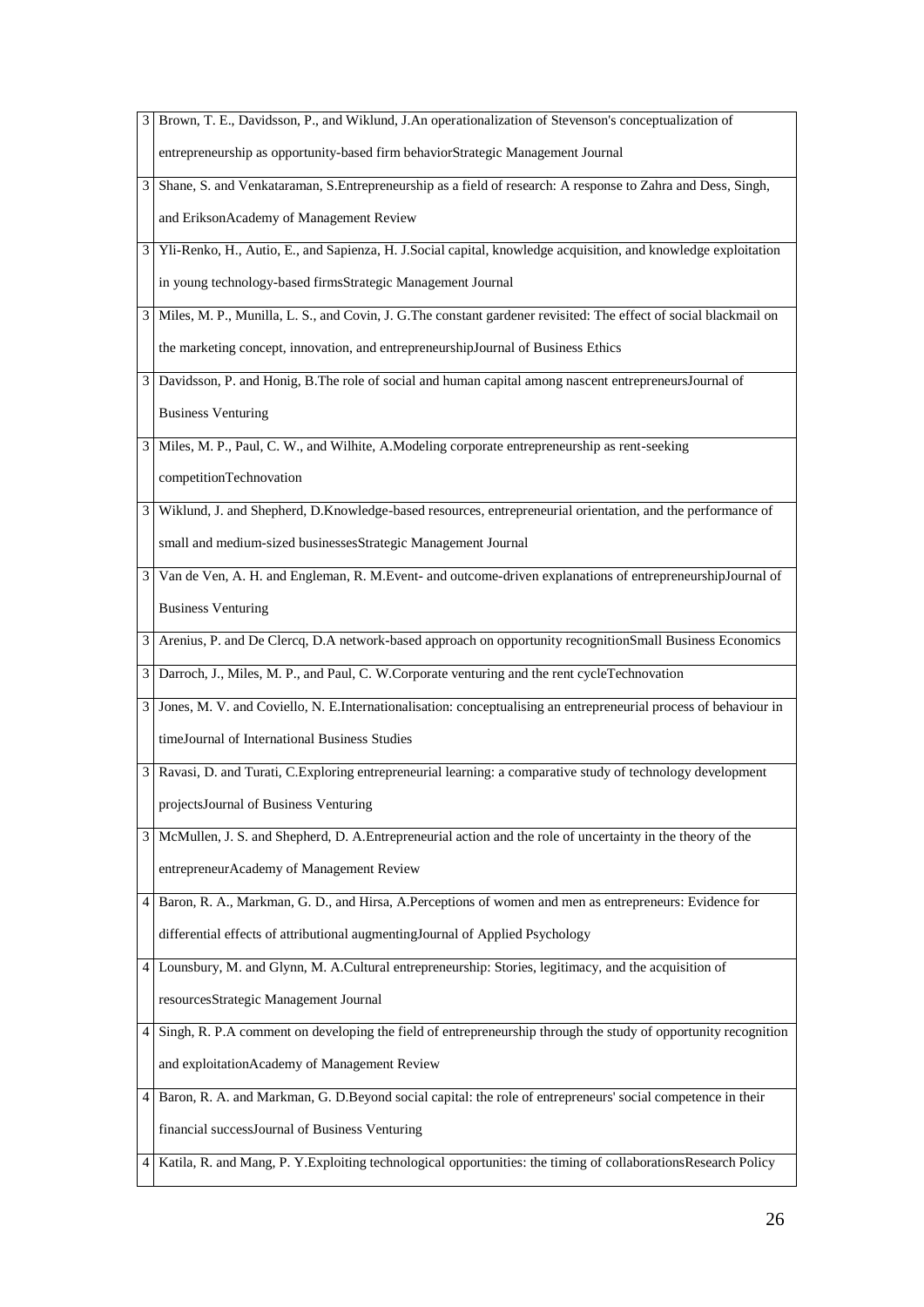| | |
|---|---|
| 3 | Brown, T. E., Davidsson, P., and Wiklund, J.An operationalization of Stevenson's conceptualization of entrepreneurship as opportunity-based firm behaviorStrategic Management Journal |
| 3 | Shane, S. and Venkataraman, S.Entrepreneurship as a field of research: A response to Zahra and Dess, Singh, and EriksonAcademy of Management Review |
| 3 | Yli-Renko, H., Autio, E., and Sapienza, H. J.Social capital, knowledge acquisition, and knowledge exploitation in young technology-based firmsStrategic Management Journal |
| 3 | Miles, M. P., Munilla, L. S., and Covin, J. G.The constant gardener revisited: The effect of social blackmail on the marketing concept, innovation, and entrepreneurshipJournal of Business Ethics |
| 3 | Davidsson, P. and Honig, B.The role of social and human capital among nascent entrepreneursJournal of Business Venturing |
| 3 | Miles, M. P., Paul, C. W., and Wilhite, A.Modeling corporate entrepreneurship as rent-seeking competitionTechnovation |
| 3 | Wiklund, J. and Shepherd, D.Knowledge-based resources, entrepreneurial orientation, and the performance of small and medium-sized businessesStrategic Management Journal |
| 3 | Van de Ven, A. H. and Engleman, R. M.Event- and outcome-driven explanations of entrepreneurshipJournal of Business Venturing |
| 3 | Arenius, P. and De Clercq, D.A network-based approach on opportunity recognitionSmall Business Economics |
| 3 | Darroch, J., Miles, M. P., and Paul, C. W.Corporate venturing and the rent cycleTechnovation |
| 3 | Jones, M. V. and Coviello, N. E.Internationalisation: conceptualising an entrepreneurial process of behaviour in timeJournal of International Business Studies |
| 3 | Ravasi, D. and Turati, C.Exploring entrepreneurial learning: a comparative study of technology development projectsJournal of Business Venturing |
| 3 | McMullen, J. S. and Shepherd, D. A.Entrepreneurial action and the role of uncertainty in the theory of the entrepreneurAcademy of Management Review |
| 4 | Baron, R. A., Markman, G. D., and Hirsa, A.Perceptions of women and men as entrepreneurs: Evidence for differential effects of attributional augmentingJournal of Applied Psychology |
| 4 | Lounsbury, M. and Glynn, M. A.Cultural entrepreneurship: Stories, legitimacy, and the acquisition of resourcesStrategic Management Journal |
| 4 | Singh, R. P.A comment on developing the field of entrepreneurship through the study of opportunity recognition and exploitationAcademy of Management Review |
| 4 | Baron, R. A. and Markman, G. D.Beyond social capital: the role of entrepreneurs' social competence in their financial successJournal of Business Venturing |
| 4 | Katila, R. and Mang, P. Y.Exploiting technological opportunities: the timing of collaborationsResearch Policy |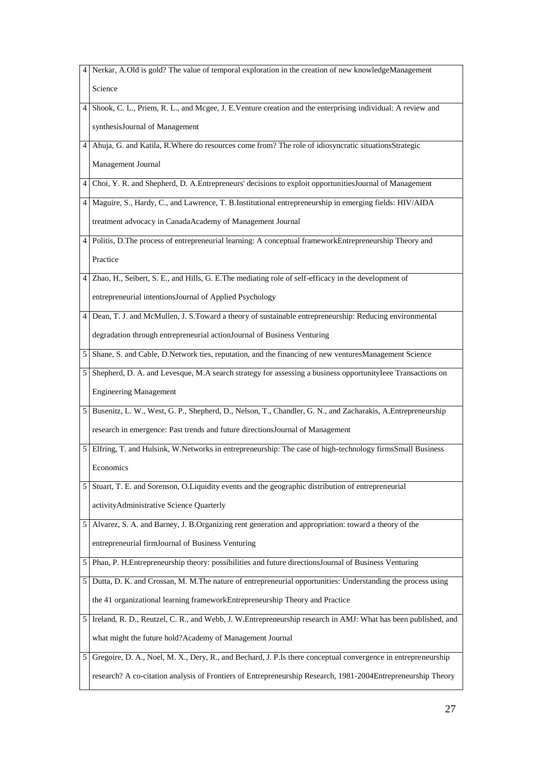| | |
|---|---|
| 4 | Nerkar, A.Old is gold? The value of temporal exploration in the creation of new knowledgeManagement Science |
| 4 | Shook, C. L., Priem, R. L., and Mcgee, J. E.Venture creation and the enterprising individual: A review and synthesisJournal of Management |
| 4 | Ahuja, G. and Katila, R.Where do resources come from? The role of idiosyncratic situationsStrategic Management Journal |
| 4 | Choi, Y. R. and Shepherd, D. A.Entrepreneurs' decisions to exploit opportunitiesJournal of Management |
| 4 | Maguire, S., Hardy, C., and Lawrence, T. B.Institutional entrepreneurship in emerging fields: HIV/AIDA treatment advocacy in CanadaAcademy of Management Journal |
| 4 | Politis, D.The process of entrepreneurial learning: A conceptual frameworkEntrepreneurship Theory and Practice |
| 4 | Zhao, H., Seibert, S. E., and Hills, G. E.The mediating role of self-efficacy in the development of entrepreneurial intentionsJournal of Applied Psychology |
| 4 | Dean, T. J. and McMullen, J. S.Toward a theory of sustainable entrepreneurship: Reducing environmental degradation through entrepreneurial actionJournal of Business Venturing |
| 5 | Shane, S. and Cable, D.Network ties, reputation, and the financing of new venturesManagement Science |
| 5 | Shepherd, D. A. and Levesque, M.A search strategy for assessing a business opportunityIeee Transactions on Engineering Management |
| 5 | Busenitz, L. W., West, G. P., Shepherd, D., Nelson, T., Chandler, G. N., and Zacharakis, A.Entrepreneurship research in emergence: Past trends and future directionsJournal of Management |
| 5 | Elfring, T. and Hulsink, W.Networks in entrepreneurship: The case of high-technology firmsSmall Business Economics |
| 5 | Stuart, T. E. and Sorenson, O.Liquidity events and the geographic distribution of entrepreneurial activityAdministrative Science Quarterly |
| 5 | Alvarez, S. A. and Barney, J. B.Organizing rent generation and appropriation: toward a theory of the entrepreneurial firmJournal of Business Venturing |
| 5 | Phan, P. H.Entrepreneurship theory: possibilities and future directionsJournal of Business Venturing |
| 5 | Dutta, D. K. and Crossan, M. M.The nature of entrepreneurial opportunities: Understanding the process using the 41 organizational learning frameworkEntrepreneurship Theory and Practice |
| 5 | Ireland, R. D., Reutzel, C. R., and Webb, J. W.Entrepreneurship research in AMJ: What has been published, and what might the future hold?Academy of Management Journal |
| 5 | Gregoire, D. A., Noel, M. X., Dery, R., and Bechard, J. P.Is there conceptual convergence in entrepreneurship research? A co-citation analysis of Frontiers of Entrepreneurship Research, 1981-2004Entrepreneurship Theory |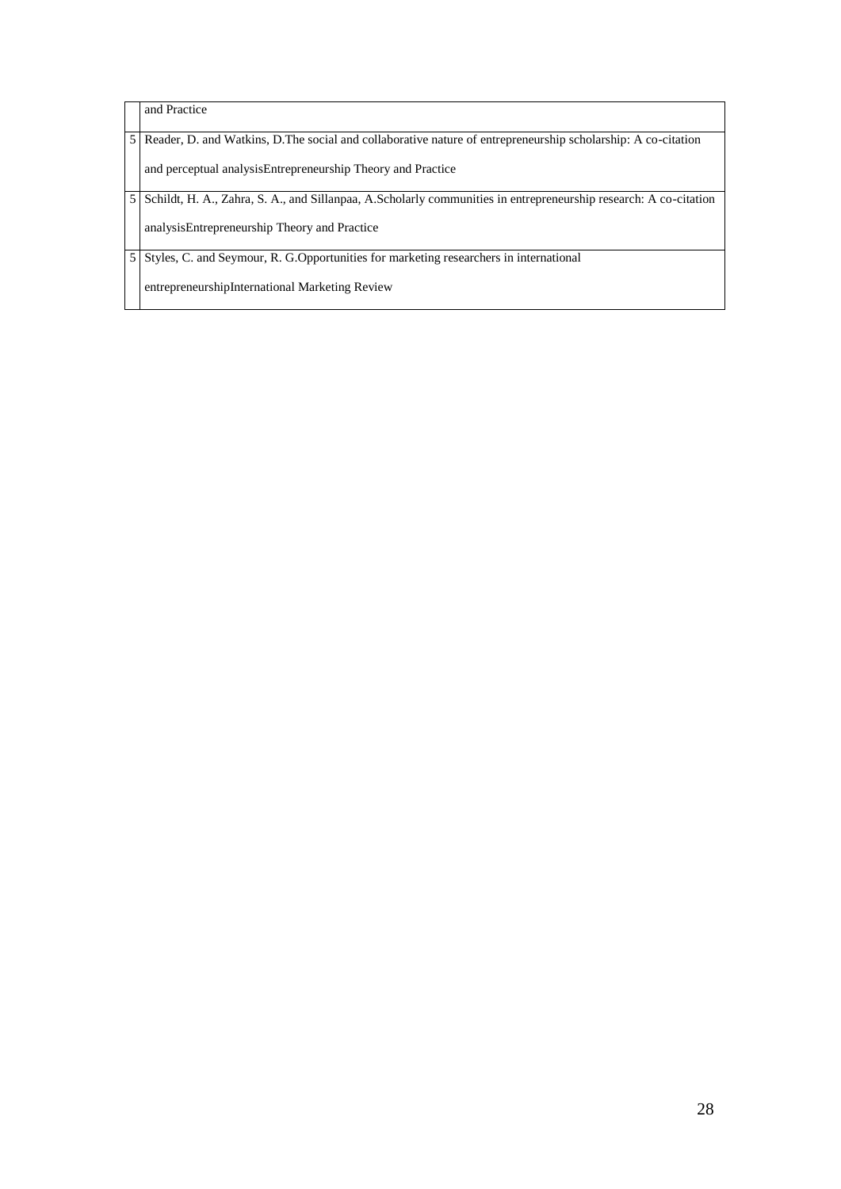| | |
|---|---|
| | and Practice |
| 5 | Reader, D. and Watkins, D.The social and collaborative nature of entrepreneurship scholarship: A co-citation and perceptual analysisEntrepreneurship Theory and Practice |
| 5 | Schildt, H. A., Zahra, S. A., and Sillanpaa, A.Scholarly communities in entrepreneurship research: A co-citation analysisEntrepreneurship Theory and Practice |
| 5 | Styles, C. and Seymour, R. G.Opportunities for marketing researchers in international entrepreneurshipInternational Marketing Review |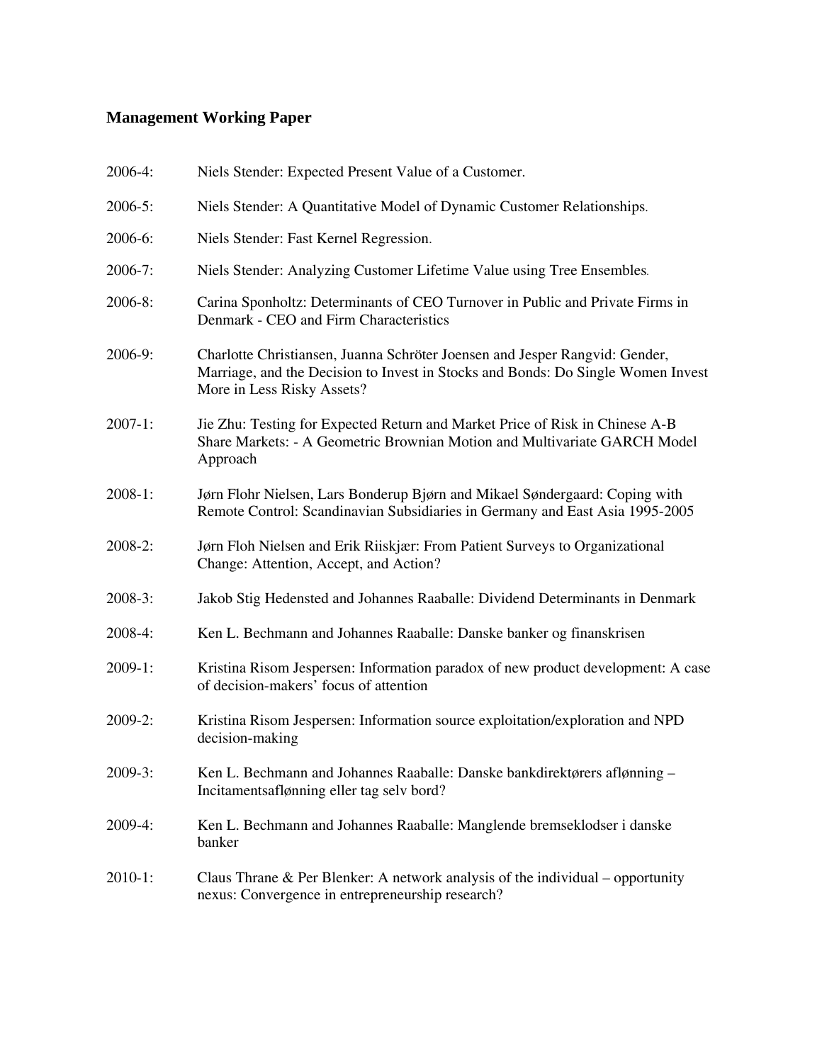**Management Working Paper**

2006-4: Niels Stender: Expected Present Value of a Customer.

2006-5: Niels Stender: A Quantitative Model of Dynamic Customer Relationships.

2006-6: Niels Stender: Fast Kernel Regression.

2006-7: Niels Stender: Analyzing Customer Lifetime Value using Tree Ensembles.

2006-8: Carina Sponholtz: Determinants of CEO Turnover in Public and Private Firms in Denmark - CEO and Firm Characteristics

2006-9: Charlotte Christiansen, Juanna Schröter Joensen and Jesper Rangvid: Gender, Marriage, and the Decision to Invest in Stocks and Bonds: Do Single Women Invest More in Less Risky Assets?

2007-1: Jie Zhu: Testing for Expected Return and Market Price of Risk in Chinese A-B Share Markets: - A Geometric Brownian Motion and Multivariate GARCH Model Approach

2008-1: Jørn Flohr Nielsen, Lars Bonderup Bjørn and Mikael Søndergaard: Coping with Remote Control: Scandinavian Subsidiaries in Germany and East Asia 1995-2005

2008-2: Jørn Floh Nielsen and Erik Riiskjær: From Patient Surveys to Organizational Change: Attention, Accept, and Action?

2008-3: Jakob Stig Hedensted and Johannes Raaballe: Dividend Determinants in Denmark

2008-4: Ken L. Bechmann and Johannes Raaballe: Danske banker og finanskrisen

2009-1: Kristina Risom Jespersen: Information paradox of new product development: A case of decision-makers' focus of attention

2009-2: Kristina Risom Jespersen: Information source exploitation/exploration and NPD decision-making

2009-3: Ken L. Bechmann and Johannes Raaballe: Danske bankdirektørers aflønning – Incitamentsaflønning eller tag selv bord?

2009-4: Ken L. Bechmann and Johannes Raaballe: Manglende bremseklodser i danske banker

2010-1: Claus Thrane & Per Blenker: A network analysis of the individual – opportunity nexus: Convergence in entrepreneurship research?